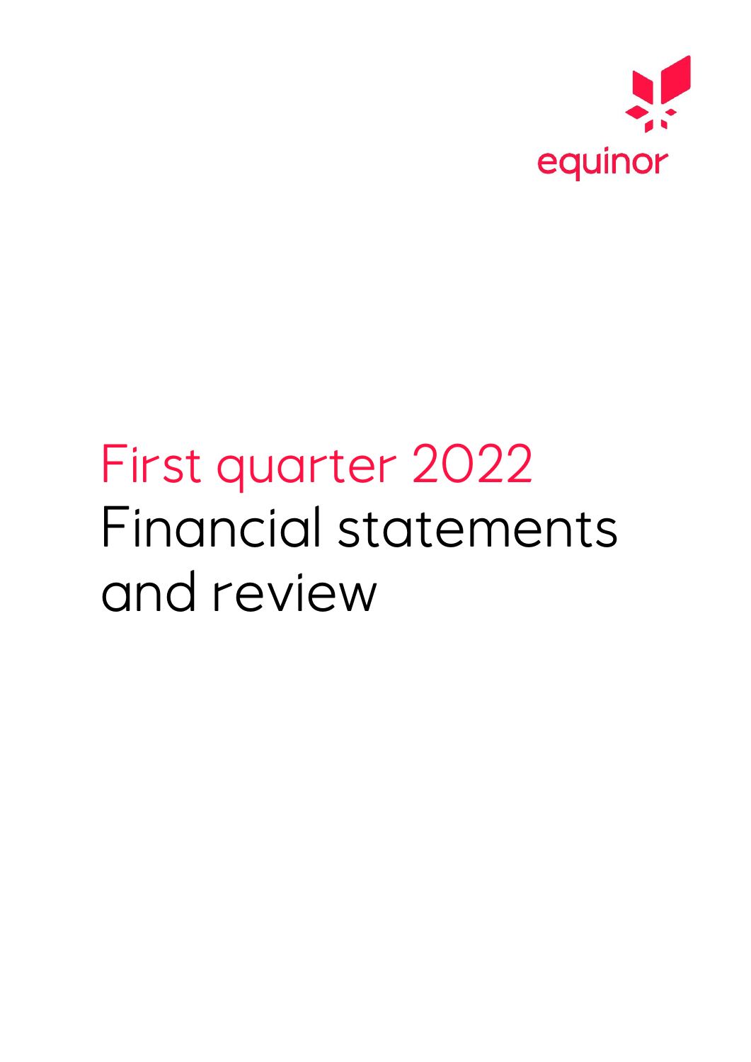equinor

# First quarter 2022
# Financial statements and review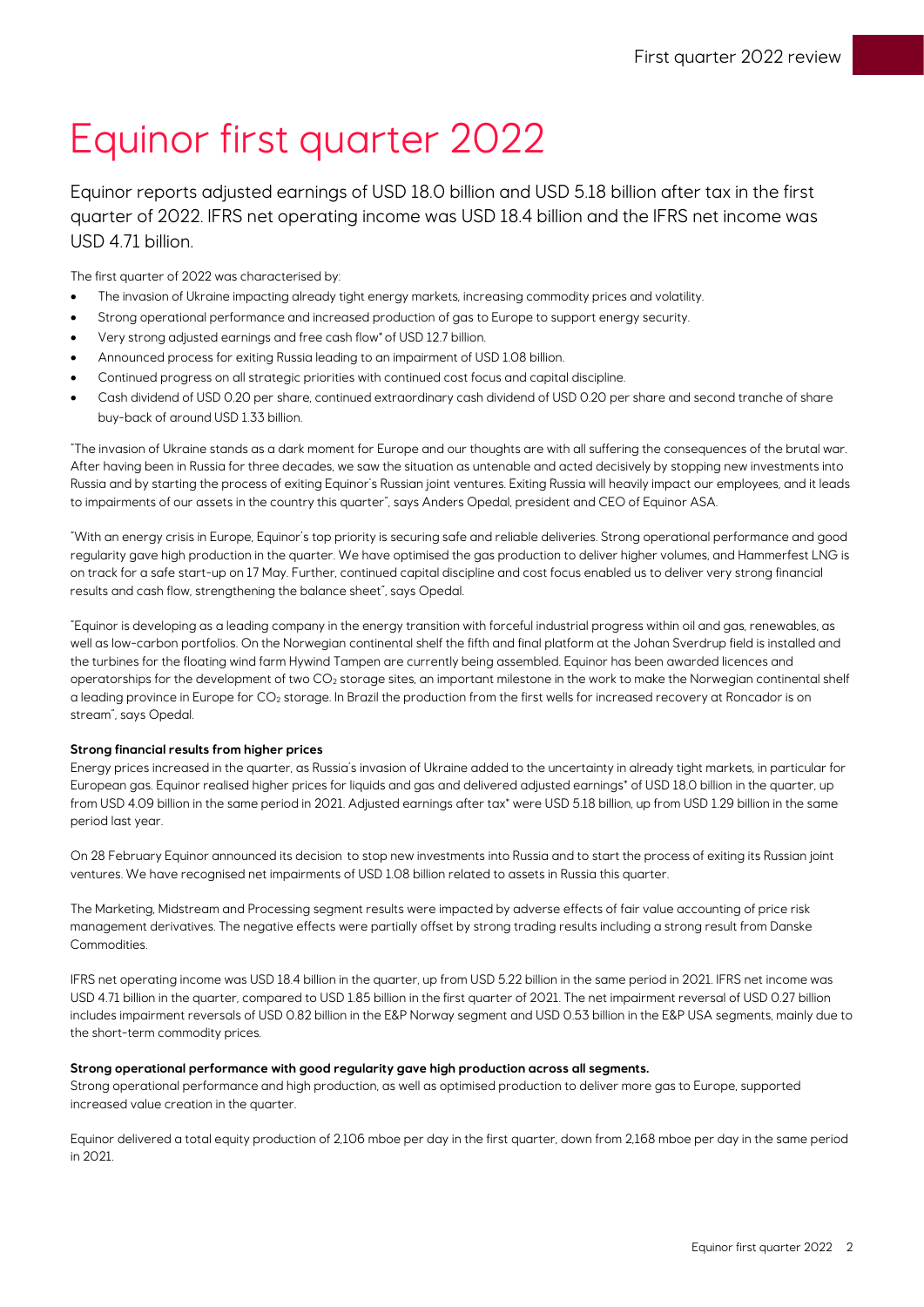# Equinor first quarter 2022

Equinor reports adjusted earnings of USD 18.0 billion and USD 5.18 billion after tax in the first quarter of 2022. IFRS net operating income was USD 18.4 billion and the IFRS net income was USD 4.71 billion.

The first quarter of 2022 was characterised by:

- The invasion of Ukraine impacting already tight energy markets, increasing commodity prices and volatility.
- Strong operational performance and increased production of gas to Europe to support energy security.
- Very strong adjusted earnings and free cash flow* of USD 12.7 billion.
- Announced process for exiting Russia leading to an impairment of USD 1.08 billion.
- Continued progress on all strategic priorities with continued cost focus and capital discipline.
- Cash dividend of USD 0.20 per share, continued extraordinary cash dividend of USD 0.20 per share and second tranche of share buy-back of around USD 1.33 billion.

"The invasion of Ukraine stands as a dark moment for Europe and our thoughts are with all suffering the consequences of the brutal war. After having been in Russia for three decades, we saw the situation as untenable and acted decisively by stopping new investments into Russia and by starting the process of exiting Equinor's Russian joint ventures. Exiting Russia will heavily impact our employees, and it leads to impairments of our assets in the country this quarter", says Anders Opedal, president and CEO of Equinor ASA.

"With an energy crisis in Europe, Equinor's top priority is securing safe and reliable deliveries. Strong operational performance and good regularity gave high production in the quarter. We have optimised the gas production to deliver higher volumes, and Hammerfest LNG is on track for a safe start-up on 17 May. Further, continued capital discipline and cost focus enabled us to deliver very strong financial results and cash flow, strengthening the balance sheet", says Opedal.

"Equinor is developing as a leading company in the energy transition with forceful industrial progress within oil and gas, renewables, as well as low-carbon portfolios. On the Norwegian continental shelf the fifth and final platform at the Johan Sverdrup field is installed and the turbines for the floating wind farm Hywind Tampen are currently being assembled. Equinor has been awarded licences and operatorships for the development of two $CO_2$ storage sites, an important milestone in the work to make the Norwegian continental shelf a leading province in Europe for $CO_2$ storage. In Brazil the production from the first wells for increased recovery at Roncador is on stream", says Opedal.

**Strong financial results from higher prices**

Energy prices increased in the quarter, as Russia's invasion of Ukraine added to the uncertainty in already tight markets, in particular for European gas. Equinor realised higher prices for liquids and gas and delivered adjusted earnings* of USD 18.0 billion in the quarter, up from USD 4.09 billion in the same period in 2021. Adjusted earnings after tax* were USD 5.18 billion, up from USD 1.29 billion in the same period last year.

On 28 February Equinor announced its decision to stop new investments into Russia and to start the process of exiting its Russian joint ventures. We have recognised net impairments of USD 1.08 billion related to assets in Russia this quarter.

The Marketing, Midstream and Processing segment results were impacted by adverse effects of fair value accounting of price risk management derivatives. The negative effects were partially offset by strong trading results including a strong result from Danske Commodities.

IFRS net operating income was USD 18.4 billion in the quarter, up from USD 5.22 billion in the same period in 2021. IFRS net income was USD 4.71 billion in the quarter, compared to USD 1.85 billion in the first quarter of 2021. The net impairment reversal of USD 0.27 billion includes impairment reversals of USD 0.82 billion in the E&P Norway segment and USD 0.53 billion in the E&P USA segments, mainly due to the short-term commodity prices.

**Strong operational performance with good regularity gave high production across all segments.**

Strong operational performance and high production, as well as optimised production to deliver more gas to Europe, supported increased value creation in the quarter.

Equinor delivered a total equity production of 2,106 mboe per day in the first quarter, down from 2,168 mboe per day in the same period in 2021.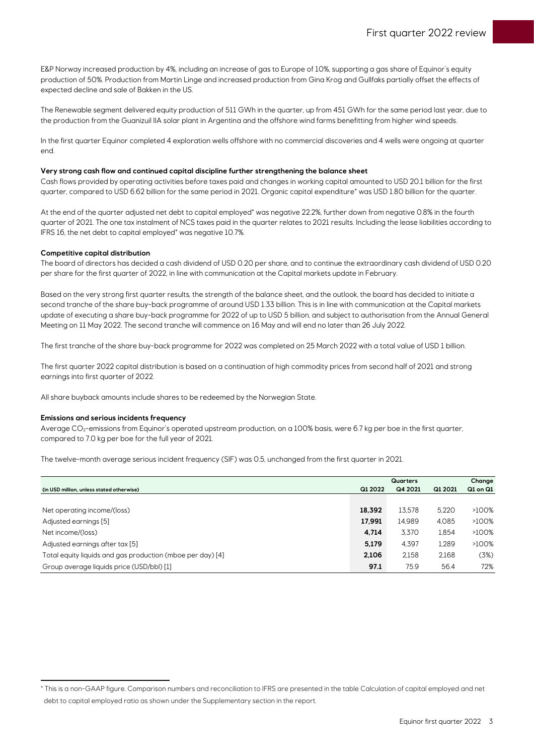E&P Norway increased production by 4%, including an increase of gas to Europe of 10%, supporting a gas share of Equinor's equity production of 50%. Production from Martin Linge and increased production from Gina Krog and Gullfaks partially offset the effects of expected decline and sale of Bakken in the US.

The Renewable segment delivered equity production of 511 GWh in the quarter, up from 451 GWh for the same period last year, due to the production from the Guanizuil IIA solar plant in Argentina and the offshore wind farms benefitting from higher wind speeds.

In the first quarter Equinor completed 4 exploration wells offshore with no commercial discoveries and 4 wells were ongoing at quarter end.

**Very strong cash flow and continued capital discipline further strengthening the balance sheet**

Cash flows provided by operating activities before taxes paid and changes in working capital amounted to USD 20.1 billion for the first quarter, compared to USD 6.62 billion for the same period in 2021. Organic capital expenditure* was USD 1.80 billion for the quarter.

At the end of the quarter adjusted net debt to capital employed* was negative 22.2%, further down from negative 0.8% in the fourth quarter of 2021. The one tax instalment of NCS taxes paid in the quarter relates to 2021 results. Including the lease liabilities according to IFRS 16, the net debt to capital employed* was negative 10.7%.

**Competitive capital distribution**

The board of directors has decided a cash dividend of USD 0.20 per share, and to continue the extraordinary cash dividend of USD 0.20 per share for the first quarter of 2022, in line with communication at the Capital markets update in February.

Based on the very strong first quarter results, the strength of the balance sheet, and the outlook, the board has decided to initiate a second tranche of the share buy-back programme of around USD 1.33 billion. This is in line with communication at the Capital markets update of executing a share buy-back programme for 2022 of up to USD 5 billion, and subject to authorisation from the Annual General Meeting on 11 May 2022. The second tranche will commence on 16 May and will end no later than 26 July 2022.

The first tranche of the share buy-back programme for 2022 was completed on 25 March 2022 with a total value of USD 1 billion.

The first quarter 2022 capital distribution is based on a continuation of high commodity prices from second half of 2021 and strong earnings into first quarter of 2022.

All share buyback amounts include shares to be redeemed by the Norwegian State.

**Emissions and serious incidents frequency**

Average $CO_2$-emissions from Equinor's operated upstream production, on a 100% basis, were 6.7 kg per boe in the first quarter, compared to 7.0 kg per boe for the full year of 2021.

The twelve-month average serious incident frequency (SIF) was 0.5, unchanged from the first quarter in 2021.

| | Quarters | | | Change |
|---|---|---|---|---|
| (in USD million, unless stated otherwise) | Q1 2022 | Q4 2021 | Q1 2021 | Q1 on Q1 |
| Net operating income/(loss) | **18,392** | 13,578 | 5,220 | >100% |
| Adjusted earnings [5] | **17,991** | 14,989 | 4,085 | >100% |
| Net income/(loss) | **4,714** | 3,370 | 1,854 | >100% |
| Adjusted earnings after tax [5] | **5,179** | 4,397 | 1,289 | >100% |
| Total equity liquids and gas production (mboe per day) [4] | **2,106** | 2,158 | 2,168 | (3%) |
| Group average liquids price (USD/bbl) [1] | **97.1** | 75.9 | 56.4 | 72% |

\* This is a non-GAAP figure. Comparison numbers and reconciliation to IFRS are presented in the table Calculation of capital employed and net debt to capital employed ratio as shown under the Supplementary section in the report.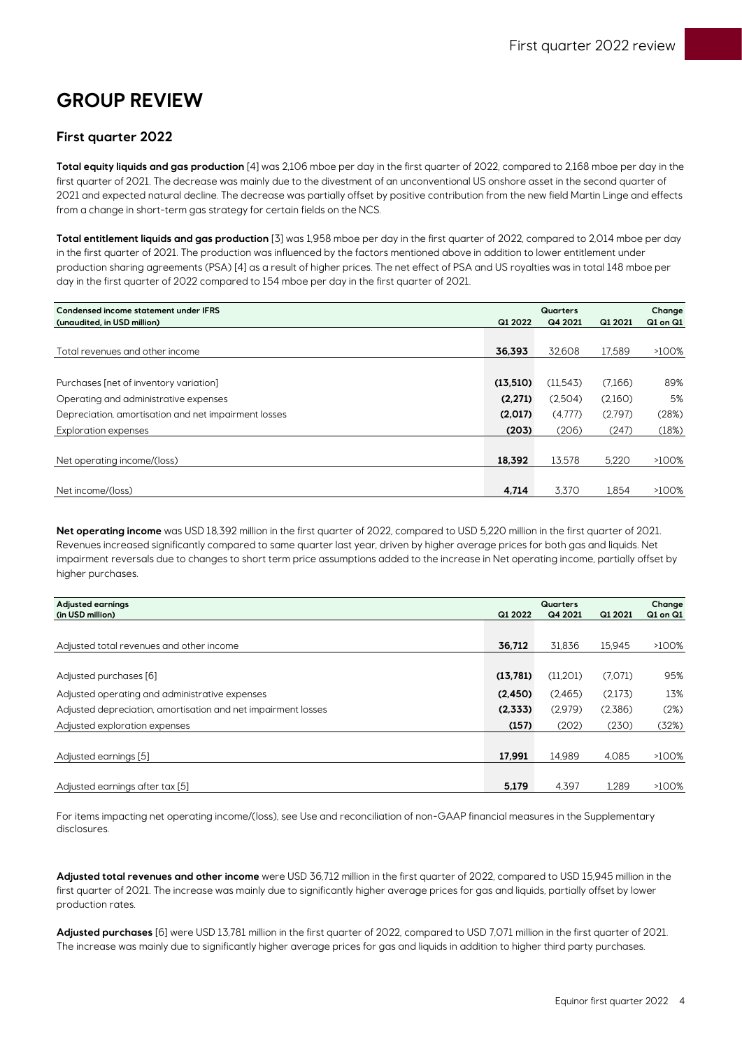# GROUP REVIEW

## First quarter 2022

**Total equity liquids and gas production** [4] was 2,106 mboe per day in the first quarter of 2022, compared to 2,168 mboe per day in the first quarter of 2021. The decrease was mainly due to the divestment of an unconventional US onshore asset in the second quarter of 2021 and expected natural decline. The decrease was partially offset by positive contribution from the new field Martin Linge and effects from a change in short-term gas strategy for certain fields on the NCS.

**Total entitlement liquids and gas production** [3] was 1,958 mboe per day in the first quarter of 2022, compared to 2,014 mboe per day in the first quarter of 2021. The production was influenced by the factors mentioned above in addition to lower entitlement under production sharing agreements (PSA) [4] as a result of higher prices. The net effect of PSA and US royalties was in total 148 mboe per day in the first quarter of 2022 compared to 154 mboe per day in the first quarter of 2021.

| Condensed income statement under IFRS | | Quarters | | Change |
|---|---|---|---|---|
| (unaudited, in USD million) | Q1 2022 | Q4 2021 | Q1 2021 | Q1 on Q1 |
| Total revenues and other income | **36,393** | 32,608 | 17,589 | >100% |
| Purchases [net of inventory variation] | **(13,510)** | (11,543) | (7,166) | 89% |
| Operating and administrative expenses | **(2,271)** | (2,504) | (2,160) | 5% |
| Depreciation, amortisation and net impairment losses | **(2,017)** | (4,777) | (2,797) | (28%) |
| Exploration expenses | **(203)** | (206) | (247) | (18%) |
| Net operating income/(loss) | **18,392** | 13,578 | 5,220 | >100% |
| Net income/(loss) | **4,714** | 3,370 | 1,854 | >100% |

**Net operating income** was USD 18,392 million in the first quarter of 2022, compared to USD 5,220 million in the first quarter of 2021. Revenues increased significantly compared to same quarter last year, driven by higher average prices for both gas and liquids. Net impairment reversals due to changes to short term price assumptions added to the increase in Net operating income, partially offset by higher purchases.

| Adjusted earnings | | Quarters | | Change |
|---|---|---|---|---|
| (in USD million) | Q1 2022 | Q4 2021 | Q1 2021 | Q1 on Q1 |
| Adjusted total revenues and other income | **36,712** | 31,836 | 15,945 | >100% |
| Adjusted purchases [6] | **(13,781)** | (11,201) | (7,071) | 95% |
| Adjusted operating and administrative expenses | **(2,450)** | (2,465) | (2,173) | 13% |
| Adjusted depreciation, amortisation and net impairment losses | **(2,333)** | (2,979) | (2,386) | (2%) |
| Adjusted exploration expenses | **(157)** | (202) | (230) | (32%) |
| Adjusted earnings [5] | **17,991** | 14,989 | 4,085 | >100% |
| Adjusted earnings after tax [5] | **5,179** | 4,397 | 1,289 | >100% |

For items impacting net operating income/(loss), see Use and reconciliation of non-GAAP financial measures in the Supplementary disclosures.

**Adjusted total revenues and other income** were USD 36,712 million in the first quarter of 2022, compared to USD 15,945 million in the first quarter of 2021. The increase was mainly due to significantly higher average prices for gas and liquids, partially offset by lower production rates.

**Adjusted purchases** [6] were USD 13,781 million in the first quarter of 2022, compared to USD 7,071 million in the first quarter of 2021. The increase was mainly due to significantly higher average prices for gas and liquids in addition to higher third party purchases.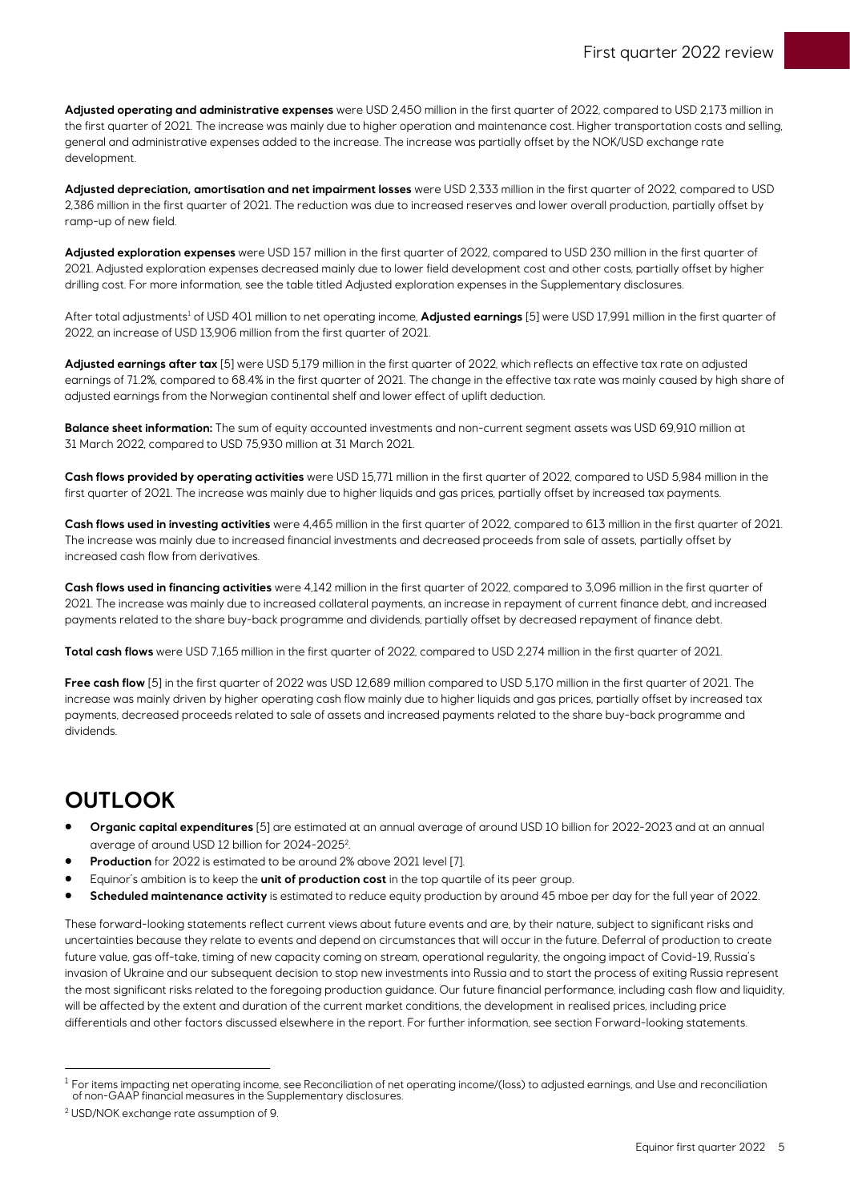**Adjusted operating and administrative expenses** were USD 2,450 million in the first quarter of 2022, compared to USD 2,173 million in the first quarter of 2021. The increase was mainly due to higher operation and maintenance cost. Higher transportation costs and selling, general and administrative expenses added to the increase. The increase was partially offset by the NOK/USD exchange rate development.

**Adjusted depreciation, amortisation and net impairment losses** were USD 2,333 million in the first quarter of 2022, compared to USD 2,386 million in the first quarter of 2021. The reduction was due to increased reserves and lower overall production, partially offset by ramp-up of new field.

**Adjusted exploration expenses** were USD 157 million in the first quarter of 2022, compared to USD 230 million in the first quarter of 2021. Adjusted exploration expenses decreased mainly due to lower field development cost and other costs, partially offset by higher drilling cost. For more information, see the table titled Adjusted exploration expenses in the Supplementary disclosures.

After total adjustments[1] of USD 401 million to net operating income, **Adjusted earnings** [5] were USD 17,991 million in the first quarter of 2022, an increase of USD 13,906 million from the first quarter of 2021.

**Adjusted earnings after tax** [5] were USD 5,179 million in the first quarter of 2022, which reflects an effective tax rate on adjusted earnings of 71.2%, compared to 68.4% in the first quarter of 2021. The change in the effective tax rate was mainly caused by high share of adjusted earnings from the Norwegian continental shelf and lower effect of uplift deduction.

**Balance sheet information:** The sum of equity accounted investments and non-current segment assets was USD 69,910 million at 31 March 2022, compared to USD 75,930 million at 31 March 2021.

**Cash flows provided by operating activities** were USD 15,771 million in the first quarter of 2022, compared to USD 5,984 million in the first quarter of 2021. The increase was mainly due to higher liquids and gas prices, partially offset by increased tax payments.

**Cash flows used in investing activities** were 4,465 million in the first quarter of 2022, compared to 613 million in the first quarter of 2021. The increase was mainly due to increased financial investments and decreased proceeds from sale of assets, partially offset by increased cash flow from derivatives.

**Cash flows used in financing activities** were 4,142 million in the first quarter of 2022, compared to 3,096 million in the first quarter of 2021. The increase was mainly due to increased collateral payments, an increase in repayment of current finance debt, and increased payments related to the share buy-back programme and dividends, partially offset by decreased repayment of finance debt.

**Total cash flows** were USD 7,165 million in the first quarter of 2022, compared to USD 2,274 million in the first quarter of 2021.

**Free cash flow** [5] in the first quarter of 2022 was USD 12,689 million compared to USD 5,170 million in the first quarter of 2021. The increase was mainly driven by higher operating cash flow mainly due to higher liquids and gas prices, partially offset by increased tax payments, decreased proceeds related to sale of assets and increased payments related to the share buy-back programme and dividends.

# OUTLOOK

- **Organic capital expenditures** [5] are estimated at an annual average of around USD 10 billion for 2022-2023 and at an annual average of around USD 12 billion for 2024-2025[2].
- **Production** for 2022 is estimated to be around 2% above 2021 level [7].
- Equinor's ambition is to keep the **unit of production cost** in the top quartile of its peer group.
- **Scheduled maintenance activity** is estimated to reduce equity production by around 45 mboe per day for the full year of 2022.

These forward-looking statements reflect current views about future events and are, by their nature, subject to significant risks and uncertainties because they relate to events and depend on circumstances that will occur in the future. Deferral of production to create future value, gas off-take, timing of new capacity coming on stream, operational regularity, the ongoing impact of Covid-19, Russia's invasion of Ukraine and our subsequent decision to stop new investments into Russia and to start the process of exiting Russia represent the most significant risks related to the foregoing production guidance. Our future financial performance, including cash flow and liquidity, will be affected by the extent and duration of the current market conditions, the development in realised prices, including price differentials and other factors discussed elsewhere in the report. For further information, see section Forward-looking statements.

[1] For items impacting net operating income, see Reconciliation of net operating income/(loss) to adjusted earnings, and Use and reconciliation of non-GAAP financial measures in the Supplementary disclosures.

[2] USD/NOK exchange rate assumption of 9.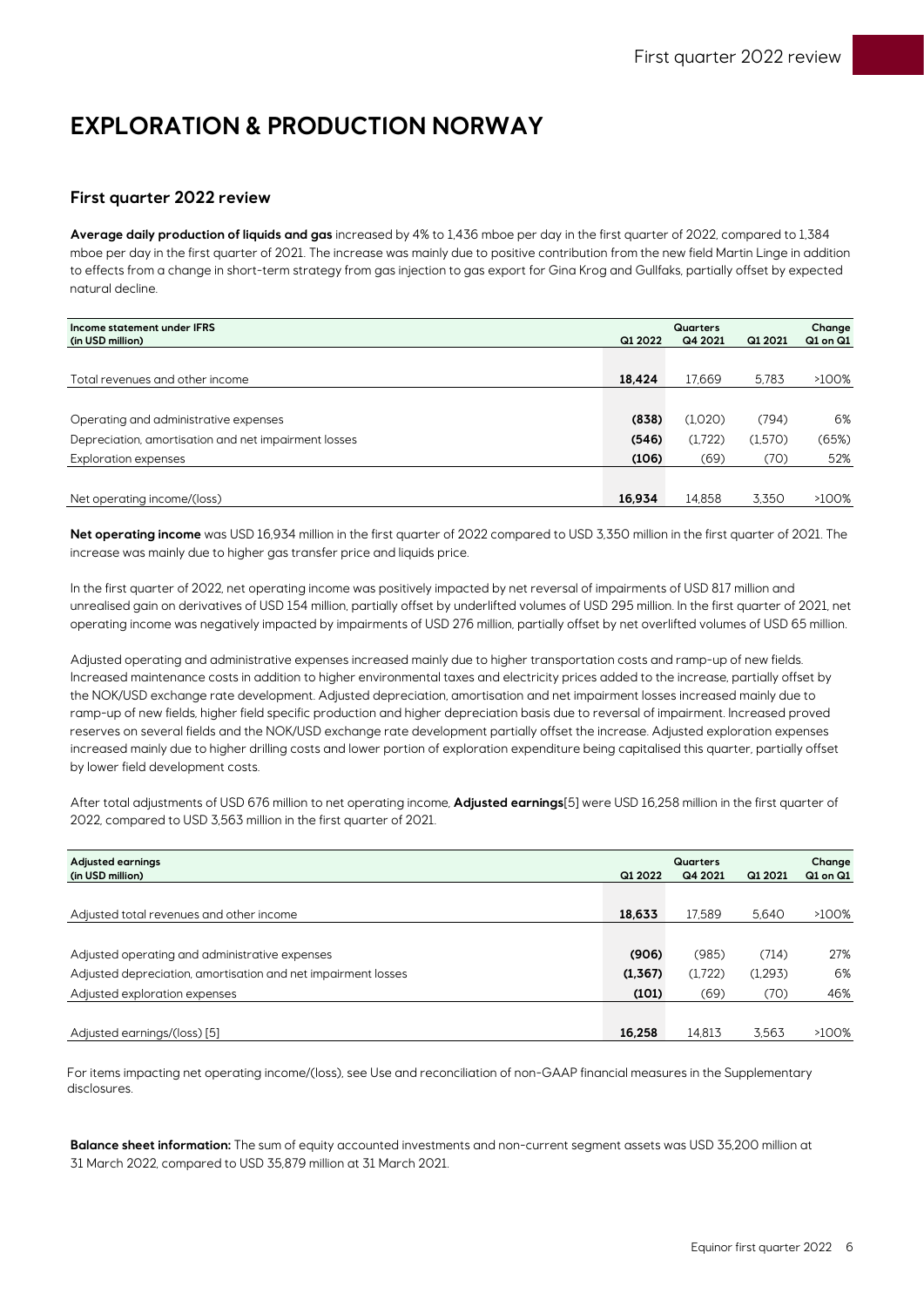# EXPLORATION & PRODUCTION NORWAY

## First quarter 2022 review

**Average daily production of liquids and gas** increased by 4% to 1,436 mboe per day in the first quarter of 2022, compared to 1,384 mboe per day in the first quarter of 2021. The increase was mainly due to positive contribution from the new field Martin Linge in addition to effects from a change in short-term strategy from gas injection to gas export for Gina Krog and Gullfaks, partially offset by expected natural decline.

| Income statement under IFRS (in USD million) | Q1 2022 | Quarters Q4 2021 | Q1 2021 | Change Q1 on Q1 |
|---|---|---|---|---|
| Total revenues and other income | **18,424** | 17,669 | 5,783 | >100% |
| Operating and administrative expenses | **(838)** | (1,020) | (794) | 6% |
| Depreciation, amortisation and net impairment losses | **(546)** | (1,722) | (1,570) | (65%) |
| Exploration expenses | **(106)** | (69) | (70) | 52% |
| Net operating income/(loss) | **16,934** | 14,858 | 3,350 | >100% |

**Net operating income** was USD 16,934 million in the first quarter of 2022 compared to USD 3,350 million in the first quarter of 2021. The increase was mainly due to higher gas transfer price and liquids price.

In the first quarter of 2022, net operating income was positively impacted by net reversal of impairments of USD 817 million and unrealised gain on derivatives of USD 154 million, partially offset by underlifted volumes of USD 295 million. In the first quarter of 2021, net operating income was negatively impacted by impairments of USD 276 million, partially offset by net overlifted volumes of USD 65 million.

Adjusted operating and administrative expenses increased mainly due to higher transportation costs and ramp-up of new fields. Increased maintenance costs in addition to higher environmental taxes and electricity prices added to the increase, partially offset by the NOK/USD exchange rate development. Adjusted depreciation, amortisation and net impairment losses increased mainly due to ramp-up of new fields, higher field specific production and higher depreciation basis due to reversal of impairment. Increased proved reserves on several fields and the NOK/USD exchange rate development partially offset the increase. Adjusted exploration expenses increased mainly due to higher drilling costs and lower portion of exploration expenditure being capitalised this quarter, partially offset by lower field development costs.

After total adjustments of USD 676 million to net operating income, **Adjusted earnings**[5] were USD 16,258 million in the first quarter of 2022, compared to USD 3,563 million in the first quarter of 2021.

| Adjusted earnings (in USD million) | Q1 2022 | Quarters Q4 2021 | Q1 2021 | Change Q1 on Q1 |
|---|---|---|---|---|
| Adjusted total revenues and other income | **18,633** | 17,589 | 5,640 | >100% |
| Adjusted operating and administrative expenses | **(906)** | (985) | (714) | 27% |
| Adjusted depreciation, amortisation and net impairment losses | **(1,367)** | (1,722) | (1,293) | 6% |
| Adjusted exploration expenses | **(101)** | (69) | (70) | 46% |
| Adjusted earnings/(loss) [5] | **16,258** | 14,813 | 3,563 | >100% |

For items impacting net operating income/(loss), see Use and reconciliation of non-GAAP financial measures in the Supplementary disclosures.

**Balance sheet information:** The sum of equity accounted investments and non-current segment assets was USD 35,200 million at 31 March 2022, compared to USD 35,879 million at 31 March 2021.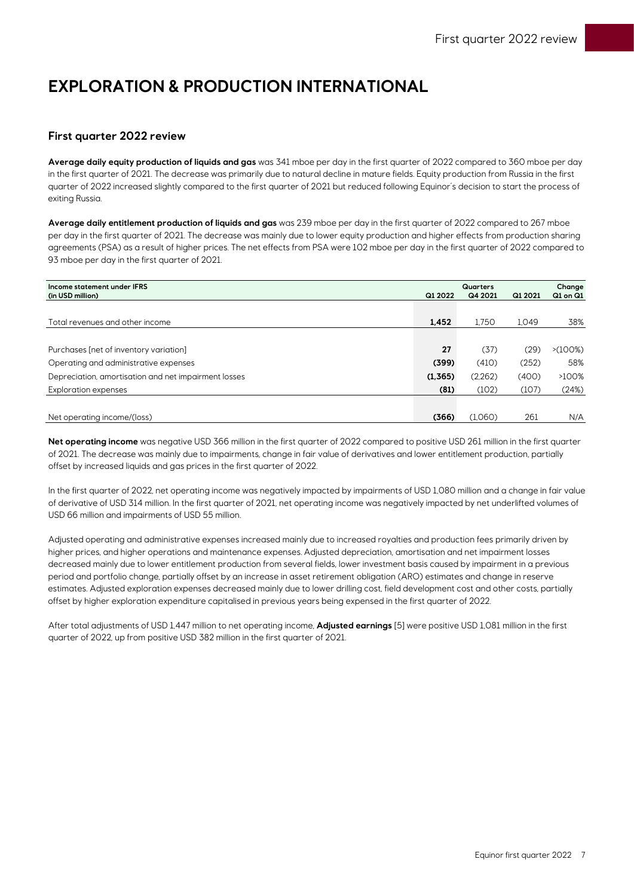# EXPLORATION & PRODUCTION INTERNATIONAL

## First quarter 2022 review

**Average daily equity production of liquids and gas** was 341 mboe per day in the first quarter of 2022 compared to 360 mboe per day in the first quarter of 2021. The decrease was primarily due to natural decline in mature fields. Equity production from Russia in the first quarter of 2022 increased slightly compared to the first quarter of 2021 but reduced following Equinor´s decision to start the process of exiting Russia.

**Average daily entitlement production of liquids and gas** was 239 mboe per day in the first quarter of 2022 compared to 267 mboe per day in the first quarter of 2021. The decrease was mainly due to lower equity production and higher effects from production sharing agreements (PSA) as a result of higher prices. The net effects from PSA were 102 mboe per day in the first quarter of 2022 compared to 93 mboe per day in the first quarter of 2021.

| Income statement under IFRS (in USD million) | Q1 2022 | Quarters Q4 2021 | Q1 2021 | Change Q1 on Q1 |
|---|---|---|---|---|
| Total revenues and other income | **1,452** | 1,750 | 1,049 | 38% |
| Purchases [net of inventory variation] | **27** | (37) | (29) | >(100%) |
| Operating and administrative expenses | **(399)** | (410) | (252) | 58% |
| Depreciation, amortisation and net impairment losses | **(1,365)** | (2,262) | (400) | >100% |
| Exploration expenses | **(81)** | (102) | (107) | (24%) |
| Net operating income/(loss) | **(366)** | (1,060) | 261 | N/A |

**Net operating income** was negative USD 366 million in the first quarter of 2022 compared to positive USD 261 million in the first quarter of 2021. The decrease was mainly due to impairments, change in fair value of derivatives and lower entitlement production, partially offset by increased liquids and gas prices in the first quarter of 2022.

In the first quarter of 2022, net operating income was negatively impacted by impairments of USD 1,080 million and a change in fair value of derivative of USD 314 million. In the first quarter of 2021, net operating income was negatively impacted by net underlifted volumes of USD 66 million and impairments of USD 55 million.

Adjusted operating and administrative expenses increased mainly due to increased royalties and production fees primarily driven by higher prices, and higher operations and maintenance expenses. Adjusted depreciation, amortisation and net impairment losses decreased mainly due to lower entitlement production from several fields, lower investment basis caused by impairment in a previous period and portfolio change, partially offset by an increase in asset retirement obligation (ARO) estimates and change in reserve estimates. Adjusted exploration expenses decreased mainly due to lower drilling cost, field development cost and other costs, partially offset by higher exploration expenditure capitalised in previous years being expensed in the first quarter of 2022.

After total adjustments of USD 1,447 million to net operating income, **Adjusted earnings** [5] were positive USD 1,081 million in the first quarter of 2022, up from positive USD 382 million in the first quarter of 2021.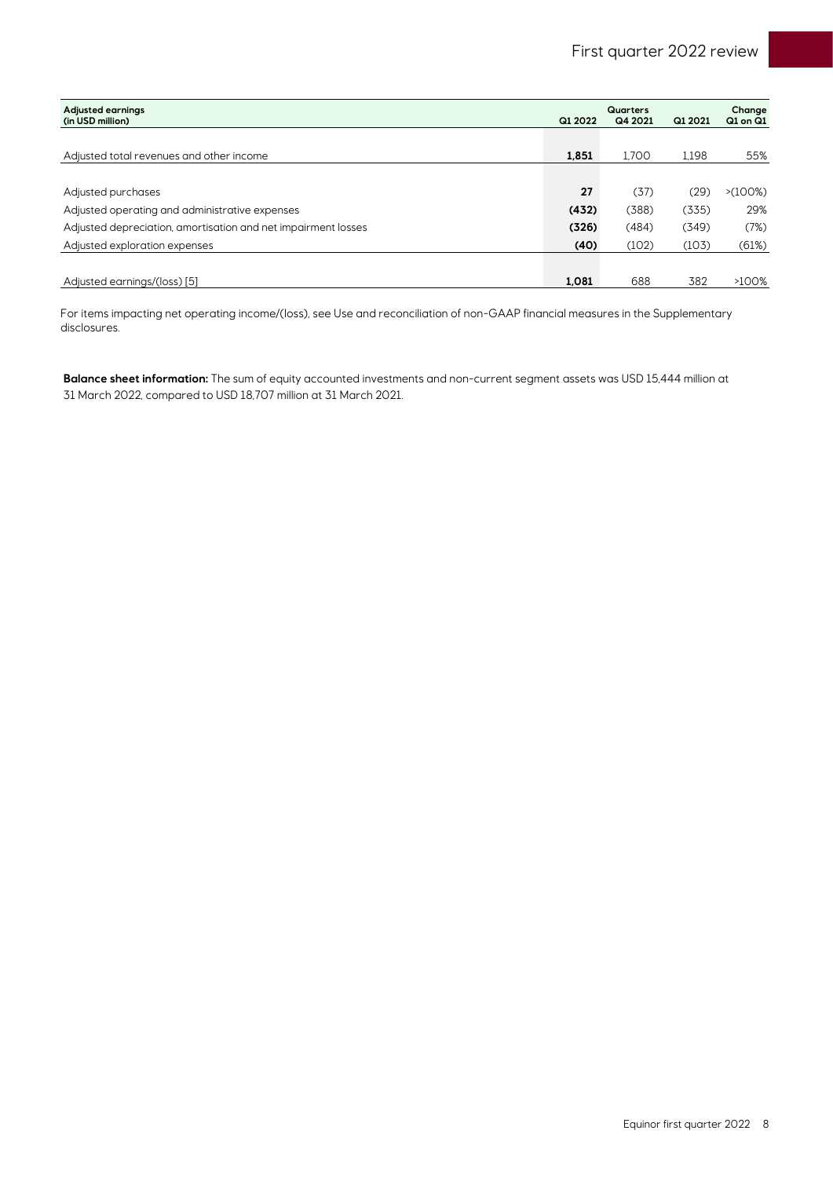| Adjusted earnings (in USD million) | Q1 2022 | Quarters Q4 2021 | Q1 2021 | Change Q1 on Q1 |
|---|---|---|---|---|
| Adjusted total revenues and other income | **1,851** | 1,700 | 1,198 | 55% |
| | | | | |
| Adjusted purchases | **27** | (37) | (29) | >(100%) |
| Adjusted operating and administrative expenses | **(432)** | (388) | (335) | 29% |
| Adjusted depreciation, amortisation and net impairment losses | **(326)** | (484) | (349) | (7%) |
| Adjusted exploration expenses | **(40)** | (102) | (103) | (61%) |
| | | | | |
| Adjusted earnings/(loss) [5] | **1,081** | 688 | 382 | >100% |

For items impacting net operating income/(loss), see Use and reconciliation of non-GAAP financial measures in the Supplementary disclosures.

**Balance sheet information:** The sum of equity accounted investments and non-current segment assets was USD 15,444 million at 31 March 2022, compared to USD 18,707 million at 31 March 2021.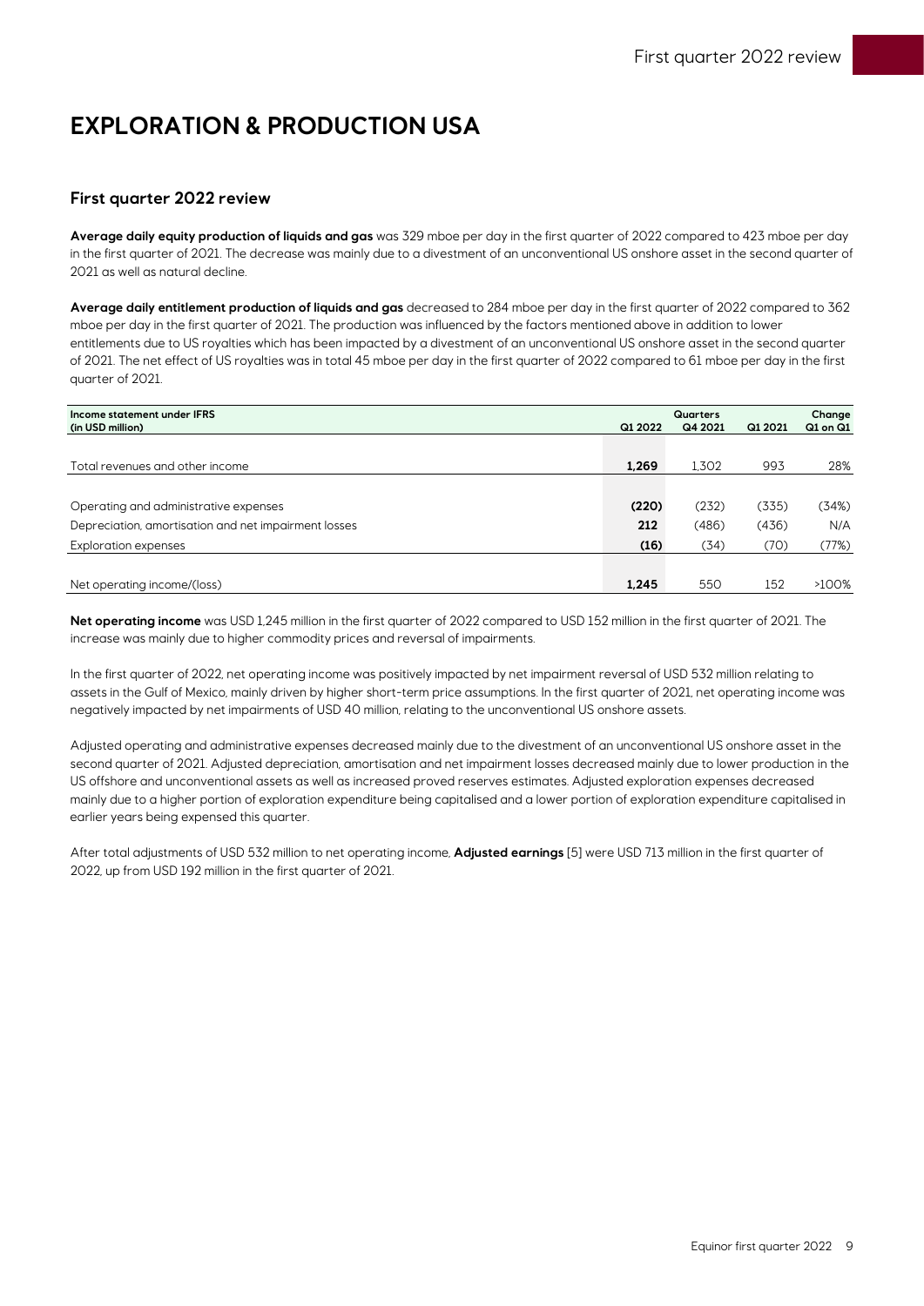# EXPLORATION & PRODUCTION USA

## First quarter 2022 review

**Average daily equity production of liquids and gas** was 329 mboe per day in the first quarter of 2022 compared to 423 mboe per day in the first quarter of 2021. The decrease was mainly due to a divestment of an unconventional US onshore asset in the second quarter of 2021 as well as natural decline.

**Average daily entitlement production of liquids and gas** decreased to 284 mboe per day in the first quarter of 2022 compared to 362 mboe per day in the first quarter of 2021. The production was influenced by the factors mentioned above in addition to lower entitlements due to US royalties which has been impacted by a divestment of an unconventional US onshore asset in the second quarter of 2021. The net effect of US royalties was in total 45 mboe per day in the first quarter of 2022 compared to 61 mboe per day in the first quarter of 2021.

| Income statement under IFRS (in USD million) | Quarters | | | Change |
|---|---|---|---|---|
| | Q1 2022 | Q4 2021 | Q1 2021 | Q1 on Q1 |
| Total revenues and other income | **1,269** | 1,302 | 993 | 28% |
| Operating and administrative expenses | **(220)** | (232) | (335) | (34%) |
| Depreciation, amortisation and net impairment losses | **212** | (486) | (436) | N/A |
| Exploration expenses | **(16)** | (34) | (70) | (77%) |
| Net operating income/(loss) | **1,245** | 550 | 152 | >100% |

**Net operating income** was USD 1,245 million in the first quarter of 2022 compared to USD 152 million in the first quarter of 2021. The increase was mainly due to higher commodity prices and reversal of impairments.

In the first quarter of 2022, net operating income was positively impacted by net impairment reversal of USD 532 million relating to assets in the Gulf of Mexico, mainly driven by higher short-term price assumptions. In the first quarter of 2021, net operating income was negatively impacted by net impairments of USD 40 million, relating to the unconventional US onshore assets.

Adjusted operating and administrative expenses decreased mainly due to the divestment of an unconventional US onshore asset in the second quarter of 2021. Adjusted depreciation, amortisation and net impairment losses decreased mainly due to lower production in the US offshore and unconventional assets as well as increased proved reserves estimates. Adjusted exploration expenses decreased mainly due to a higher portion of exploration expenditure being capitalised and a lower portion of exploration expenditure capitalised in earlier years being expensed this quarter.

After total adjustments of USD 532 million to net operating income, **Adjusted earnings** [5] were USD 713 million in the first quarter of 2022, up from USD 192 million in the first quarter of 2021.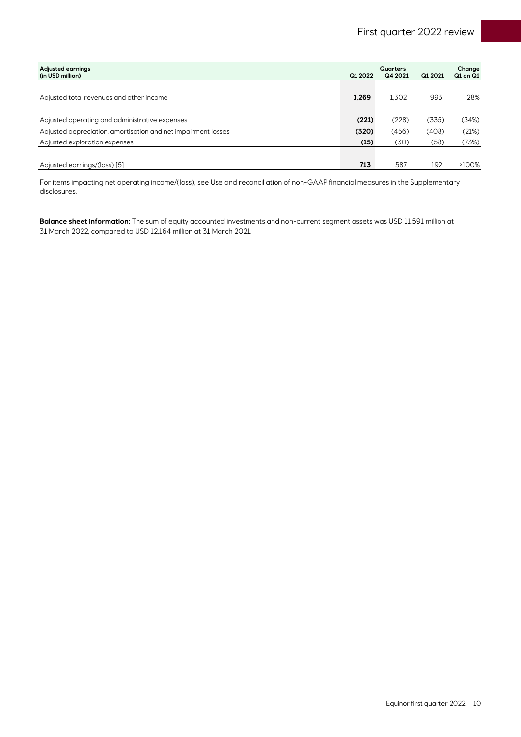| Adjusted earnings (in USD million) | Q1 2022 | Quarters Q4 2021 | Q1 2021 | Change Q1 on Q1 |
|---|---|---|---|---|
| Adjusted total revenues and other income | **1,269** | 1,302 | 993 | 28% |
| Adjusted operating and administrative expenses | **(221)** | (228) | (335) | (34%) |
| Adjusted depreciation, amortisation and net impairment losses | **(320)** | (456) | (408) | (21%) |
| Adjusted exploration expenses | **(15)** | (30) | (58) | (73%) |
| Adjusted earnings/(loss) [5] | **713** | 587 | 192 | >100% |

For items impacting net operating income/(loss), see Use and reconciliation of non-GAAP financial measures in the Supplementary disclosures.

**Balance sheet information:** The sum of equity accounted investments and non-current segment assets was USD 11,591 million at 31 March 2022, compared to USD 12,164 million at 31 March 2021.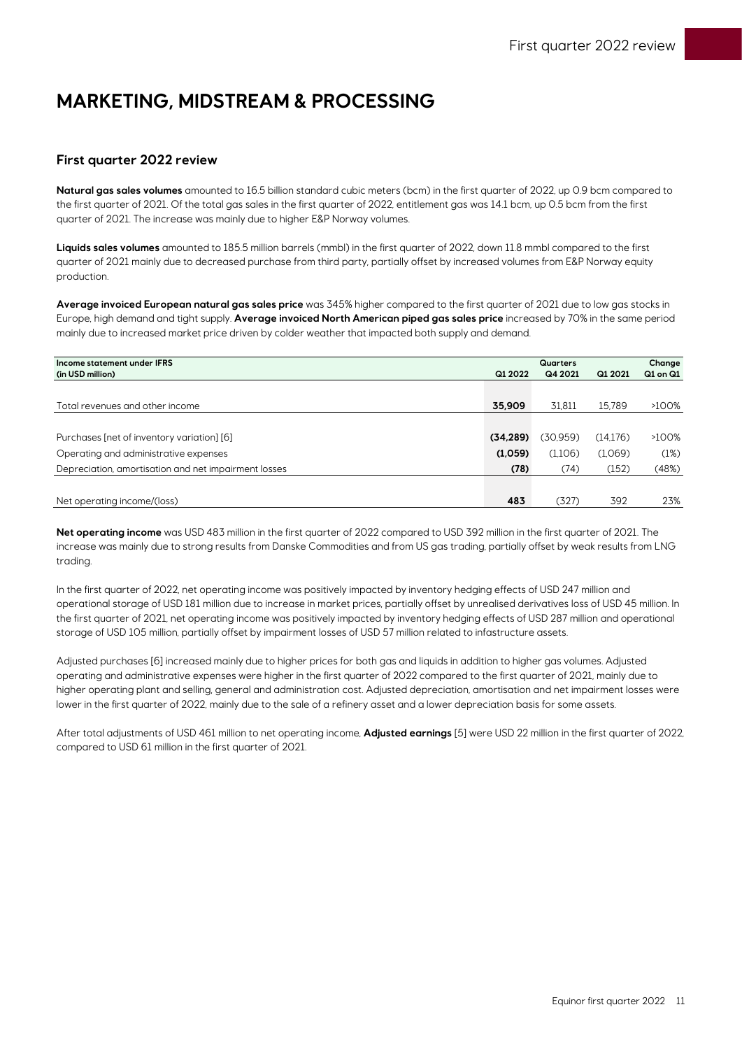# MARKETING, MIDSTREAM & PROCESSING

## First quarter 2022 review

**Natural gas sales volumes** amounted to 16.5 billion standard cubic meters (bcm) in the first quarter of 2022, up 0.9 bcm compared to the first quarter of 2021. Of the total gas sales in the first quarter of 2022, entitlement gas was 14.1 bcm, up 0.5 bcm from the first quarter of 2021. The increase was mainly due to higher E&P Norway volumes.

**Liquids sales volumes** amounted to 185.5 million barrels (mmbl) in the first quarter of 2022, down 11.8 mmbl compared to the first quarter of 2021 mainly due to decreased purchase from third party, partially offset by increased volumes from E&P Norway equity production.

**Average invoiced European natural gas sales price** was 345% higher compared to the first quarter of 2021 due to low gas stocks in Europe, high demand and tight supply. **Average invoiced North American piped gas sales price** increased by 70% in the same period mainly due to increased market price driven by colder weather that impacted both supply and demand.

| Income statement under IFRS (in USD million) | Quarters Q1 2022 | Q4 2021 | Q1 2021 | Change Q1 on Q1 |
|---|---|---|---|---|
| Total revenues and other income | **35,909** | 31,811 | 15,789 | >100% |
| Purchases [net of inventory variation] [6] | **(34,289)** | (30,959) | (14,176) | >100% |
| Operating and administrative expenses | **(1,059)** | (1,106) | (1,069) | (1%) |
| Depreciation, amortisation and net impairment losses | **(78)** | (74) | (152) | (48%) |
| Net operating income/(loss) | **483** | (327) | 392 | 23% |

**Net operating income** was USD 483 million in the first quarter of 2022 compared to USD 392 million in the first quarter of 2021. The increase was mainly due to strong results from Danske Commodities and from US gas trading, partially offset by weak results from LNG trading.

In the first quarter of 2022, net operating income was positively impacted by inventory hedging effects of USD 247 million and operational storage of USD 181 million due to increase in market prices, partially offset by unrealised derivatives loss of USD 45 million. In the first quarter of 2021, net operating income was positively impacted by inventory hedging effects of USD 287 million and operational storage of USD 105 million, partially offset by impairment losses of USD 57 million related to infastructure assets.

Adjusted purchases [6] increased mainly due to higher prices for both gas and liquids in addition to higher gas volumes. Adjusted operating and administrative expenses were higher in the first quarter of 2022 compared to the first quarter of 2021, mainly due to higher operating plant and selling, general and administration cost. Adjusted depreciation, amortisation and net impairment losses were lower in the first quarter of 2022, mainly due to the sale of a refinery asset and a lower depreciation basis for some assets.

After total adjustments of USD 461 million to net operating income, **Adjusted earnings** [5] were USD 22 million in the first quarter of 2022, compared to USD 61 million in the first quarter of 2021.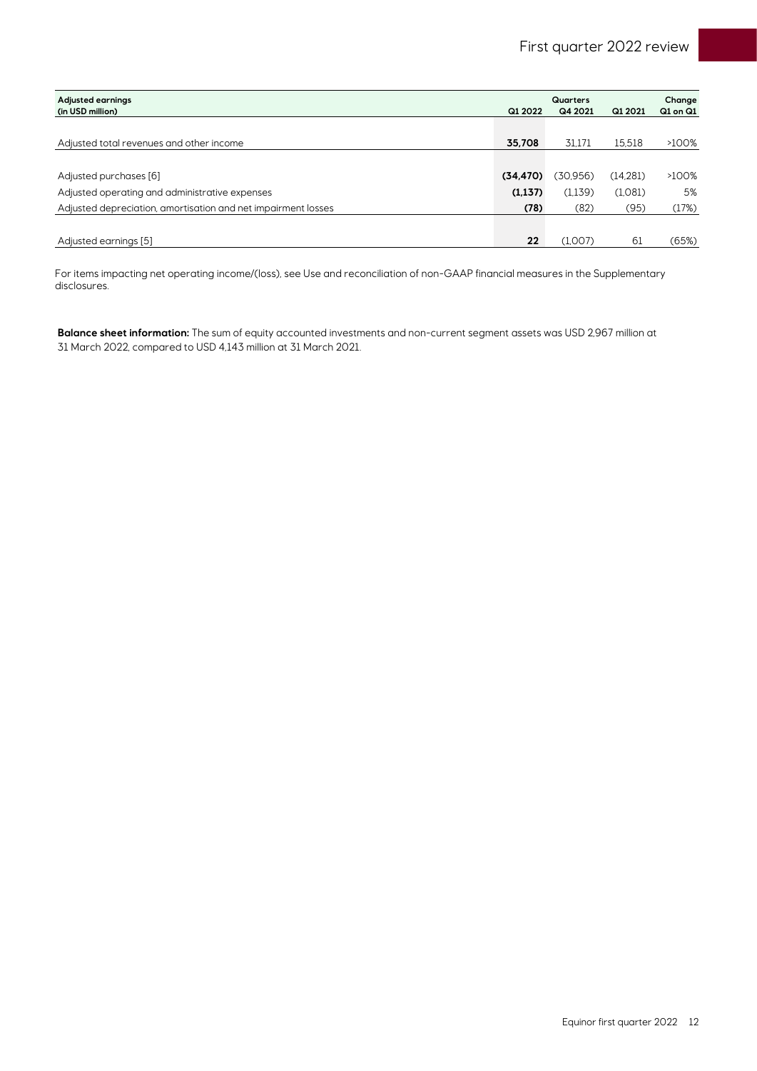| Adjusted earnings (in USD million) | Q1 2022 | Quarters Q4 2021 | Q1 2021 | Change Q1 on Q1 |
|---|---|---|---|---|
| Adjusted total revenues and other income | **35,708** | 31,171 | 15,518 | >100% |
| Adjusted purchases [6] | **(34,470)** | (30,956) | (14,281) | >100% |
| Adjusted operating and administrative expenses | **(1,137)** | (1,139) | (1,081) | 5% |
| Adjusted depreciation, amortisation and net impairment losses | **(78)** | (82) | (95) | (17%) |
| Adjusted earnings [5] | **22** | (1,007) | 61 | (65%) |

For items impacting net operating income/(loss), see Use and reconciliation of non-GAAP financial measures in the Supplementary disclosures.

**Balance sheet information:** The sum of equity accounted investments and non-current segment assets was USD 2,967 million at 31 March 2022, compared to USD 4,143 million at 31 March 2021.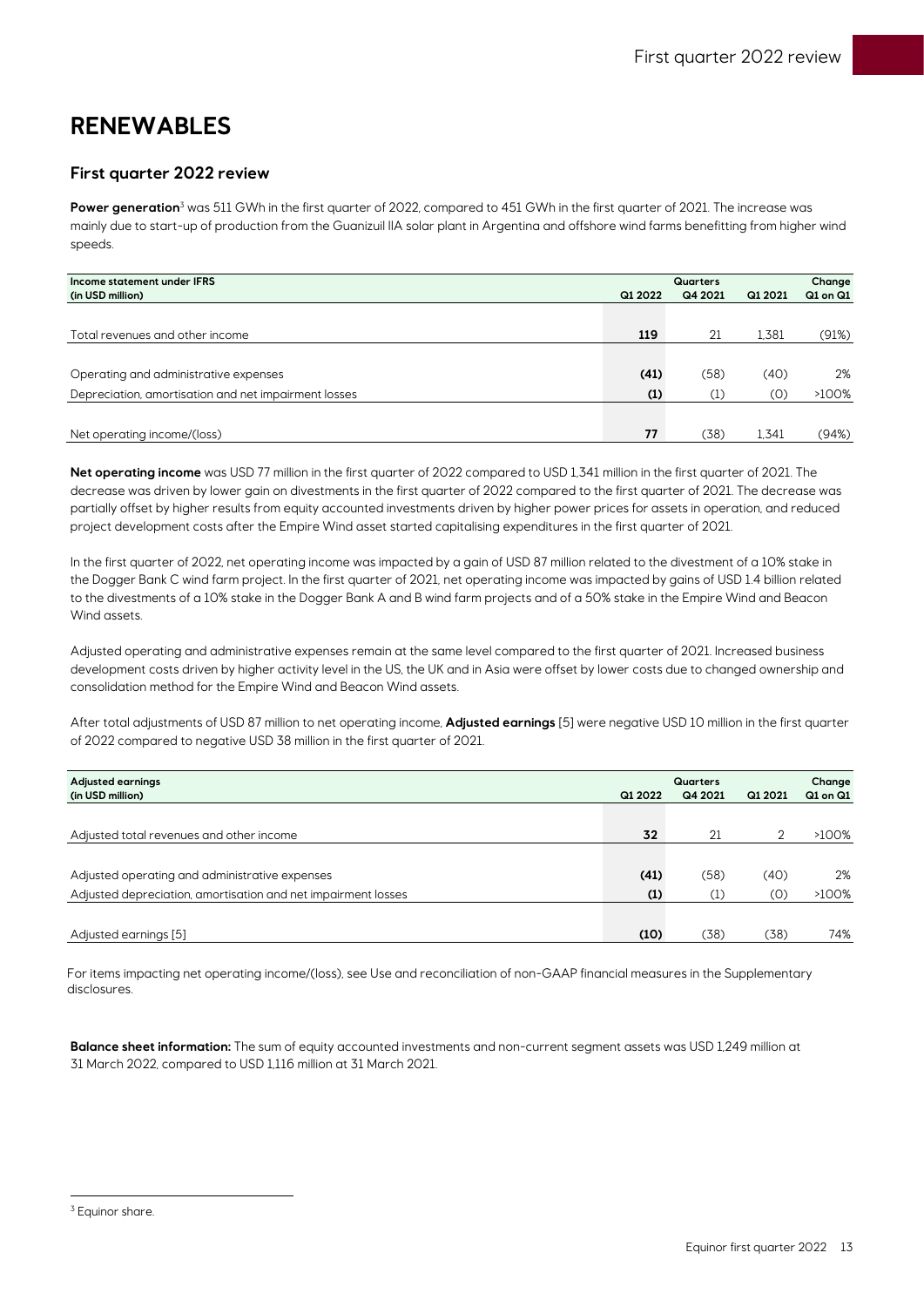# RENEWABLES

## First quarter 2022 review

**Power generation**[3] was 511 GWh in the first quarter of 2022, compared to 451 GWh in the first quarter of 2021. The increase was mainly due to start-up of production from the Guanizuil IIA solar plant in Argentina and offshore wind farms benefitting from higher wind speeds.

| Income statement under IFRS<br>(in USD million) | Q1 2022 | Quarters<br>Q4 2021 | Q1 2021 | Change<br>Q1 on Q1 |
|---|---|---|---|---|
| Total revenues and other income | **119** | 21 | 1,381 | (91%) |
| Operating and administrative expenses | **(41)** | (58) | (40) | 2% |
| Depreciation, amortisation and net impairment losses | **(1)** | (1) | (0) | >100% |
| Net operating income/(loss) | **77** | (38) | 1,341 | (94%) |

**Net operating income** was USD 77 million in the first quarter of 2022 compared to USD 1,341 million in the first quarter of 2021. The decrease was driven by lower gain on divestments in the first quarter of 2022 compared to the first quarter of 2021. The decrease was partially offset by higher results from equity accounted investments driven by higher power prices for assets in operation, and reduced project development costs after the Empire Wind asset started capitalising expenditures in the first quarter of 2021.

In the first quarter of 2022, net operating income was impacted by a gain of USD 87 million related to the divestment of a 10% stake in the Dogger Bank C wind farm project. In the first quarter of 2021, net operating income was impacted by gains of USD 1.4 billion related to the divestments of a 10% stake in the Dogger Bank A and B wind farm projects and of a 50% stake in the Empire Wind and Beacon Wind assets.

Adjusted operating and administrative expenses remain at the same level compared to the first quarter of 2021. Increased business development costs driven by higher activity level in the US, the UK and in Asia were offset by lower costs due to changed ownership and consolidation method for the Empire Wind and Beacon Wind assets.

After total adjustments of USD 87 million to net operating income, **Adjusted earnings** [5] were negative USD 10 million in the first quarter of 2022 compared to negative USD 38 million in the first quarter of 2021.

| Adjusted earnings<br>(in USD million) | Q1 2022 | Quarters<br>Q4 2021 | Q1 2021 | Change<br>Q1 on Q1 |
|---|---|---|---|---|
| Adjusted total revenues and other income | **32** | 21 | 2 | >100% |
| Adjusted operating and administrative expenses | **(41)** | (58) | (40) | 2% |
| Adjusted depreciation, amortisation and net impairment losses | **(1)** | (1) | (0) | >100% |
| Adjusted earnings [5] | **(10)** | (38) | (38) | 74% |

For items impacting net operating income/(loss), see Use and reconciliation of non-GAAP financial measures in the Supplementary disclosures.

**Balance sheet information:** The sum of equity accounted investments and non-current segment assets was USD 1,249 million at 31 March 2022, compared to USD 1,116 million at 31 March 2021.

[3] Equinor share.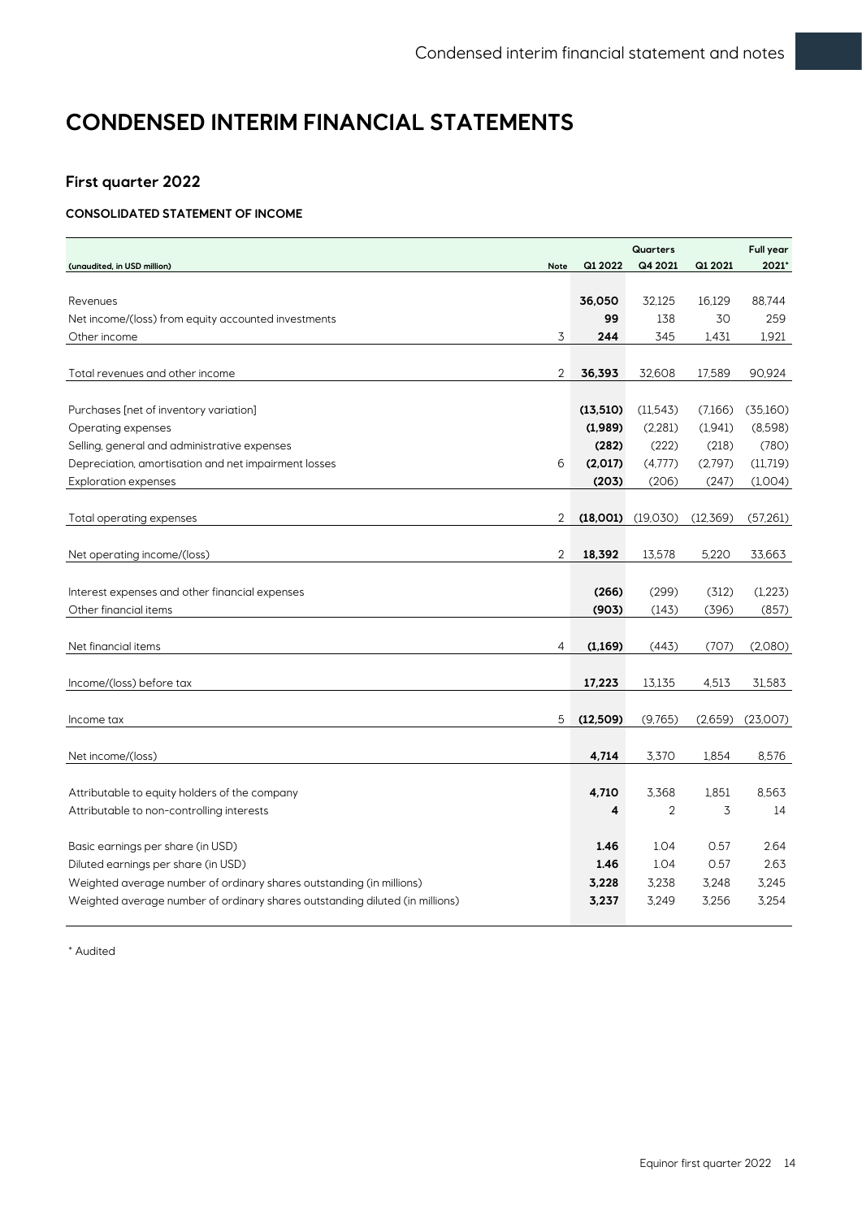# CONDENSED INTERIM FINANCIAL STATEMENTS

## First quarter 2022

### CONSOLIDATED STATEMENT OF INCOME

| (unaudited, in USD million) | Note | Q1 2022 | Quarters Q4 2021 | Q1 2021 | Full year 2021* |
|---|---|---|---|---|---|
| Revenues | | **36,050** | 32,125 | 16,129 | 88,744 |
| Net income/(loss) from equity accounted investments | | **99** | 138 | 30 | 259 |
| Other income | 3 | **244** | 345 | 1,431 | 1,921 |
| Total revenues and other income | 2 | **36,393** | 32,608 | 17,589 | 90,924 |
| Purchases [net of inventory variation] | | **(13,510)** | (11,543) | (7,166) | (35,160) |
| Operating expenses | | **(1,989)** | (2,281) | (1,941) | (8,598) |
| Selling, general and administrative expenses | | **(282)** | (222) | (218) | (780) |
| Depreciation, amortisation and net impairment losses | 6 | **(2,017)** | (4,777) | (2,797) | (11,719) |
| Exploration expenses | | **(203)** | (206) | (247) | (1,004) |
| Total operating expenses | 2 | **(18,001)** | (19,030) | (12,369) | (57,261) |
| Net operating income/(loss) | 2 | **18,392** | 13,578 | 5,220 | 33,663 |
| Interest expenses and other financial expenses | | **(266)** | (299) | (312) | (1,223) |
| Other financial items | | **(903)** | (143) | (396) | (857) |
| Net financial items | 4 | **(1,169)** | (443) | (707) | (2,080) |
| Income/(loss) before tax | | **17,223** | 13,135 | 4,513 | 31,583 |
| Income tax | 5 | **(12,509)** | (9,765) | (2,659) | (23,007) |
| Net income/(loss) | | **4,714** | 3,370 | 1,854 | 8,576 |
| Attributable to equity holders of the company | | **4,710** | 3,368 | 1,851 | 8,563 |
| Attributable to non-controlling interests | | **4** | 2 | 3 | 14 |
| Basic earnings per share (in USD) | | **1.46** | 1.04 | 0.57 | 2.64 |
| Diluted earnings per share (in USD) | | **1.46** | 1.04 | 0.57 | 2.63 |
| Weighted average number of ordinary shares outstanding (in millions) | | **3,228** | 3,238 | 3,248 | 3,245 |
| Weighted average number of ordinary shares outstanding diluted (in millions) | | **3,237** | 3,249 | 3,256 | 3,254 |

* Audited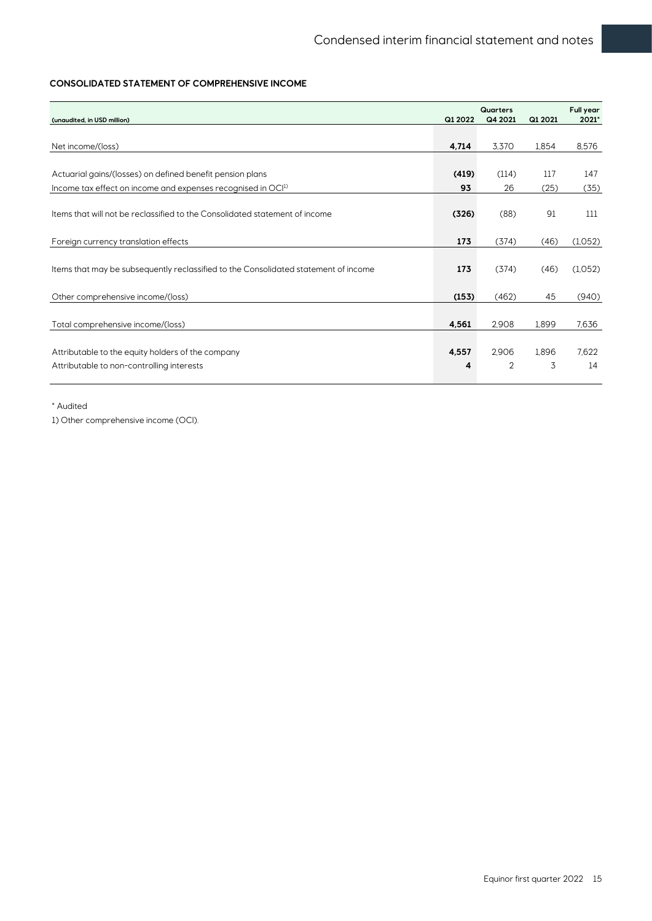### CONSOLIDATED STATEMENT OF COMPREHENSIVE INCOME

| (unaudited, in USD million) | Q1 2022 | Quarters Q4 2021 | Q1 2021 | Full year 2021* |
|---|---|---|---|---|
| Net income/(loss) | **4,714** | 3,370 | 1,854 | 8,576 |
| Actuarial gains/(losses) on defined benefit pension plans | **(419)** | (114) | 117 | 147 |
| Income tax effect on income and expenses recognised in OCI[1] | **93** | 26 | (25) | (35) |
| Items that will not be reclassified to the Consolidated statement of income | **(326)** | (88) | 91 | 111 |
| Foreign currency translation effects | **173** | (374) | (46) | (1,052) |
| Items that may be subsequently reclassified to the Consolidated statement of income | **173** | (374) | (46) | (1,052) |
| Other comprehensive income/(loss) | **(153)** | (462) | 45 | (940) |
| Total comprehensive income/(loss) | **4,561** | 2,908 | 1,899 | 7,636 |
| Attributable to the equity holders of the company | **4,557** | 2,906 | 1,896 | 7,622 |
| Attributable to non-controlling interests | **4** | 2 | 3 | 14 |

\* Audited

1) Other comprehensive income (OCI).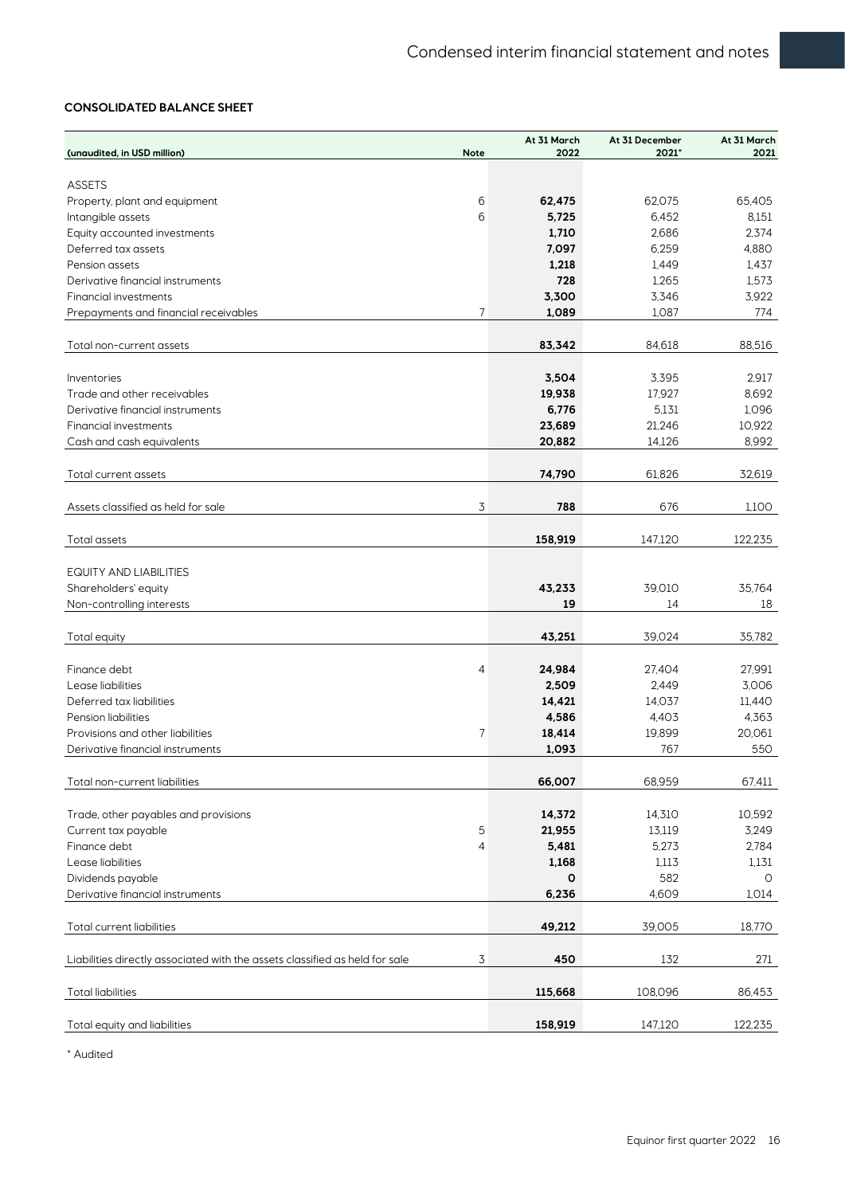**CONSOLIDATED BALANCE SHEET**

| (unaudited, in USD million) | Note | At 31 March 2022 | At 31 December 2021* | At 31 March 2021 |
|---|---|---|---|---|
| ASSETS | | | | |
| Property, plant and equipment | 6 | **62,475** | 62,075 | 65,405 |
| Intangible assets | 6 | **5,725** | 6,452 | 8,151 |
| Equity accounted investments | | **1,710** | 2,686 | 2,374 |
| Deferred tax assets | | **7,097** | 6,259 | 4,880 |
| Pension assets | | **1,218** | 1,449 | 1,437 |
| Derivative financial instruments | | **728** | 1,265 | 1,573 |
| Financial investments | | **3,300** | 3,346 | 3,922 |
| Prepayments and financial receivables | 7 | **1,089** | 1,087 | 774 |
| Total non-current assets | | **83,342** | 84,618 | 88,516 |
| Inventories | | **3,504** | 3,395 | 2,917 |
| Trade and other receivables | | **19,938** | 17,927 | 8,692 |
| Derivative financial instruments | | **6,776** | 5,131 | 1,096 |
| Financial investments | | **23,689** | 21,246 | 10,922 |
| Cash and cash equivalents | | **20,882** | 14,126 | 8,992 |
| Total current assets | | **74,790** | 61,826 | 32,619 |
| Assets classified as held for sale | 3 | **788** | 676 | 1,100 |
| Total assets | | **158,919** | 147,120 | 122,235 |
| EQUITY AND LIABILITIES | | | | |
| Shareholders' equity | | **43,233** | 39,010 | 35,764 |
| Non-controlling interests | | **19** | 14 | 18 |
| Total equity | | **43,251** | 39,024 | 35,782 |
| Finance debt | 4 | **24,984** | 27,404 | 27,991 |
| Lease liabilities | | **2,509** | 2,449 | 3,006 |
| Deferred tax liabilities | | **14,421** | 14,037 | 11,440 |
| Pension liabilities | | **4,586** | 4,403 | 4,363 |
| Provisions and other liabilities | 7 | **18,414** | 19,899 | 20,061 |
| Derivative financial instruments | | **1,093** | 767 | 550 |
| Total non-current liabilities | | **66,007** | 68,959 | 67,411 |
| Trade, other payables and provisions | | **14,372** | 14,310 | 10,592 |
| Current tax payable | 5 | **21,955** | 13,119 | 3,249 |
| Finance debt | 4 | **5,481** | 5,273 | 2,784 |
| Lease liabilities | | **1,168** | 1,113 | 1,131 |
| Dividends payable | | **0** | 582 | 0 |
| Derivative financial instruments | | **6,236** | 4,609 | 1,014 |
| Total current liabilities | | **49,212** | 39,005 | 18,770 |
| Liabilities directly associated with the assets classified as held for sale | 3 | **450** | 132 | 271 |
| Total liabilities | | **115,668** | 108,096 | 86,453 |
| Total equity and liabilities | | **158,919** | 147,120 | 122,235 |

\* Audited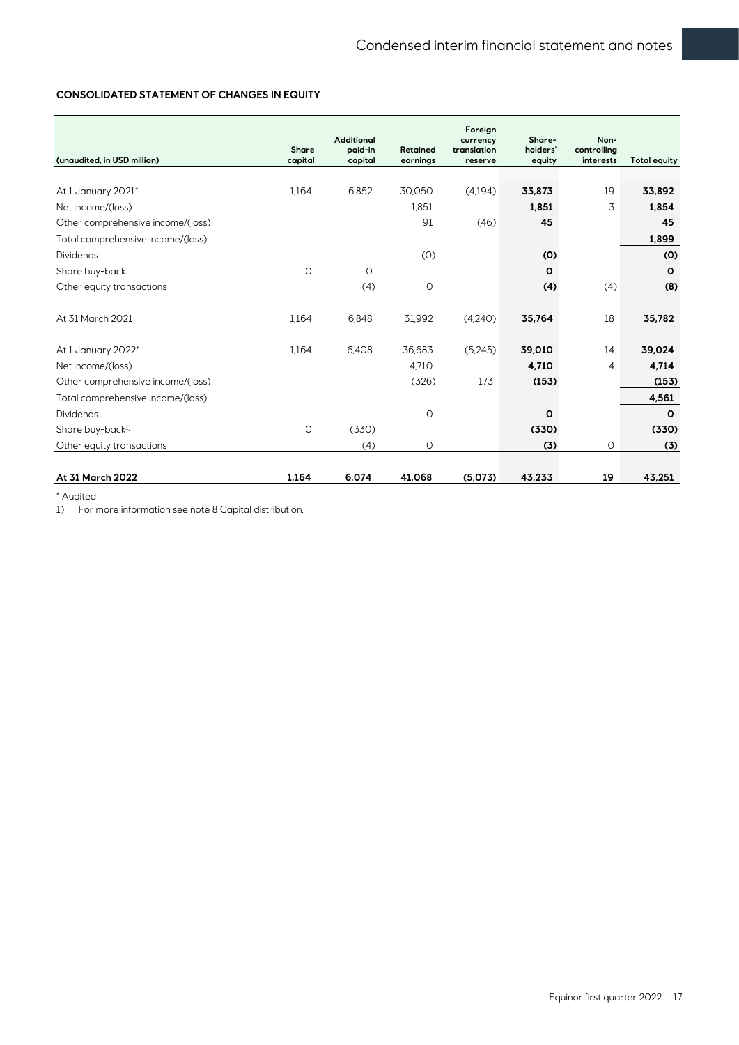## CONSOLIDATED STATEMENT OF CHANGES IN EQUITY

| (unaudited, in USD million) | Share capital | Additional paid-in capital | Retained earnings | Foreign currency translation reserve | Share-holders' equity | Non-controlling interests | Total equity |
|---|---|---|---|---|---|---|---|
| At 1 January 2021* | 1,164 | 6,852 | 30,050 | (4,194) | **33,873** | 19 | **33,892** |
| Net income/(loss) | | | 1,851 | | **1,851** | 3 | **1,854** |
| Other comprehensive income/(loss) | | | 91 | (46) | **45** | | **45** |
| Total comprehensive income/(loss) | | | | | | | **1,899** |
| Dividends | | | (0) | | **(0)** | | **(0)** |
| Share buy-back | 0 | 0 | | | **0** | | **0** |
| Other equity transactions | | (4) | 0 | | **(4)** | (4) | **(8)** |
| At 31 March 2021 | 1,164 | 6,848 | 31,992 | (4,240) | **35,764** | 18 | **35,782** |
| At 1 January 2022* | 1,164 | 6,408 | 36,683 | (5,245) | **39,010** | 14 | **39,024** |
| Net income/(loss) | | | 4,710 | | **4,710** | 4 | **4,714** |
| Other comprehensive income/(loss) | | | (326) | 173 | **(153)** | | **(153)** |
| Total comprehensive income/(loss) | | | | | | | **4,561** |
| Dividends | | | 0 | | **0** | | **0** |
| Share buy-back[1] | 0 | (330) | | | **(330)** | | **(330)** |
| Other equity transactions | | (4) | 0 | | **(3)** | 0 | **(3)** |
| **At 31 March 2022** | **1,164** | **6,074** | **41,068** | **(5,073)** | **43,233** | **19** | **43,251** |

\* Audited

1) For more information see note 8 Capital distribution.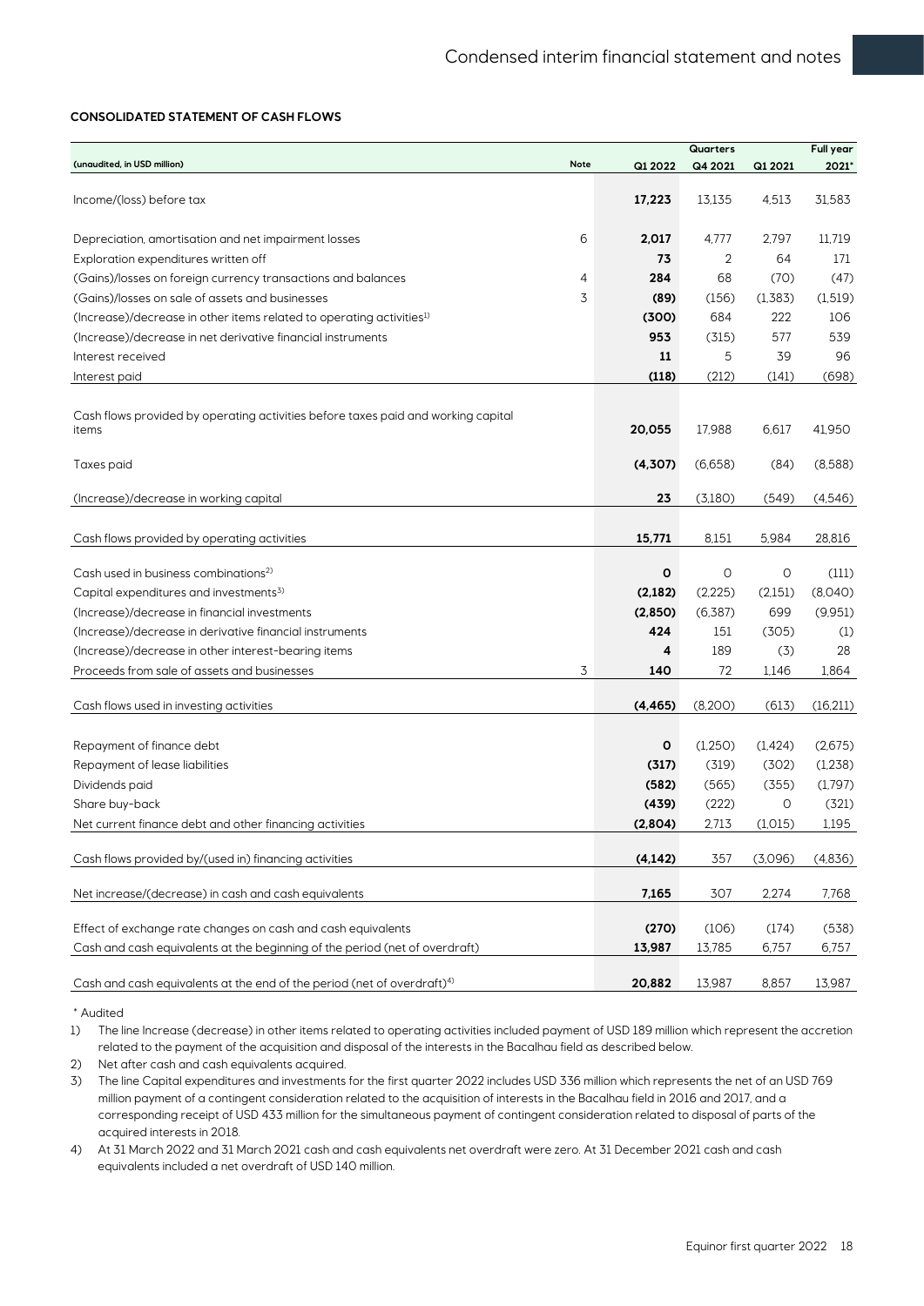**CONSOLIDATED STATEMENT OF CASH FLOWS**

| (unaudited, in USD million) | Note | Quarters | | | Full year |
|---|---|---|---|---|---|
| | | Q1 2022 | Q4 2021 | Q1 2021 | 2021* |
| Income/(loss) before tax | | **17,223** | 13,135 | 4,513 | 31,583 |
| Depreciation, amortisation and net impairment losses | 6 | **2,017** | 4,777 | 2,797 | 11,719 |
| Exploration expenditures written off | | **73** | 2 | 64 | 171 |
| (Gains)/losses on foreign currency transactions and balances | 4 | **284** | 68 | (70) | (47) |
| (Gains)/losses on sale of assets and businesses | 3 | **(89)** | (156) | (1,383) | (1,519) |
| (Increase)/decrease in other items related to operating activities[1] | | **(300)** | 684 | 222 | 106 |
| (Increase)/decrease in net derivative financial instruments | | **953** | (315) | 577 | 539 |
| Interest received | | **11** | 5 | 39 | 96 |
| Interest paid | | **(118)** | (212) | (141) | (698) |
| Cash flows provided by operating activities before taxes paid and working capital items | | **20,055** | 17,988 | 6,617 | 41,950 |
| Taxes paid | | **(4,307)** | (6,658) | (84) | (8,588) |
| (Increase)/decrease in working capital | | **23** | (3,180) | (549) | (4,546) |
| Cash flows provided by operating activities | | **15,771** | 8,151 | 5,984 | 28,816 |
| Cash used in business combinations[2] | | **0** | 0 | 0 | (111) |
| Capital expenditures and investments[3] | | **(2,182)** | (2,225) | (2,151) | (8,040) |
| (Increase)/decrease in financial investments | | **(2,850)** | (6,387) | 699 | (9,951) |
| (Increase)/decrease in derivative financial instruments | | **424** | 151 | (305) | (1) |
| (Increase)/decrease in other interest-bearing items | | **4** | 189 | (3) | 28 |
| Proceeds from sale of assets and businesses | 3 | **140** | 72 | 1,146 | 1,864 |
| Cash flows used in investing activities | | **(4,465)** | (8,200) | (613) | (16,211) |
| Repayment of finance debt | | **0** | (1,250) | (1,424) | (2,675) |
| Repayment of lease liabilities | | **(317)** | (319) | (302) | (1,238) |
| Dividends paid | | **(582)** | (565) | (355) | (1,797) |
| Share buy-back | | **(439)** | (222) | 0 | (321) |
| Net current finance debt and other financing activities | | **(2,804)** | 2,713 | (1,015) | 1,195 |
| Cash flows provided by/(used in) financing activities | | **(4,142)** | 357 | (3,096) | (4,836) |
| Net increase/(decrease) in cash and cash equivalents | | **7,165** | 307 | 2,274 | 7,768 |
| Effect of exchange rate changes on cash and cash equivalents | | **(270)** | (106) | (174) | (538) |
| Cash and cash equivalents at the beginning of the period (net of overdraft) | | **13,987** | 13,785 | 6,757 | 6,757 |
| Cash and cash equivalents at the end of the period (net of overdraft)[4] | | **20,882** | 13,987 | 8,857 | 13,987 |

\* Audited

1) The line Increase (decrease) in other items related to operating activities included payment of USD 189 million which represent the accretion related to the payment of the acquisition and disposal of the interests in the Bacalhau field as described below.

2) Net after cash and cash equivalents acquired.

3) The line Capital expenditures and investments for the first quarter 2022 includes USD 336 million which represents the net of an USD 769 million payment of a contingent consideration related to the acquisition of interests in the Bacalhau field in 2016 and 2017, and a corresponding receipt of USD 433 million for the simultaneous payment of contingent consideration related to disposal of parts of the acquired interests in 2018.

4) At 31 March 2022 and 31 March 2021 cash and cash equivalents net overdraft were zero. At 31 December 2021 cash and cash equivalents included a net overdraft of USD 140 million.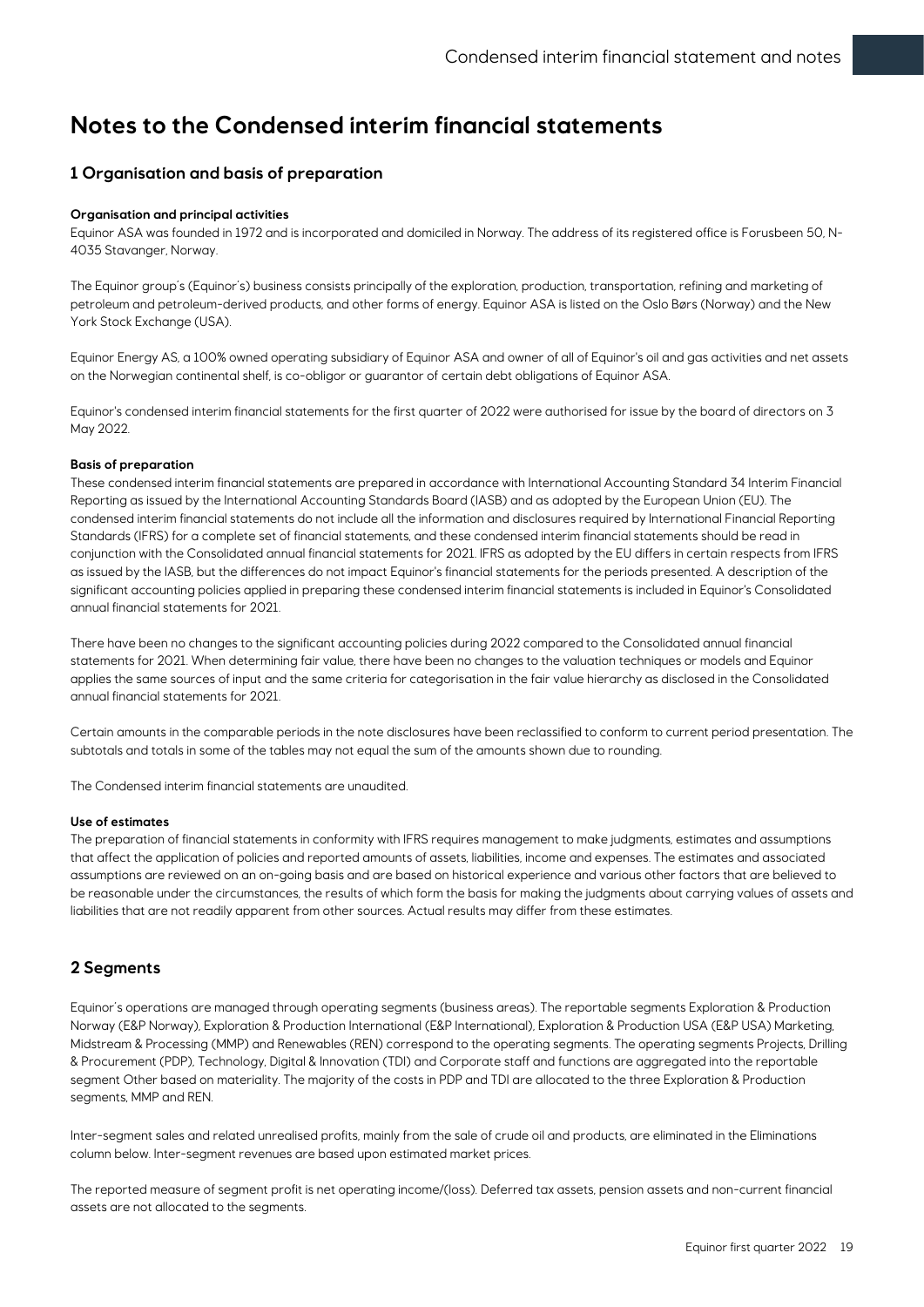# Notes to the Condensed interim financial statements

## 1 Organisation and basis of preparation

**Organisation and principal activities**

Equinor ASA was founded in 1972 and is incorporated and domiciled in Norway. The address of its registered office is Forusbeen 50, N-4035 Stavanger, Norway.

The Equinor group's (Equinor's) business consists principally of the exploration, production, transportation, refining and marketing of petroleum and petroleum-derived products, and other forms of energy. Equinor ASA is listed on the Oslo Børs (Norway) and the New York Stock Exchange (USA).

Equinor Energy AS, a 100% owned operating subsidiary of Equinor ASA and owner of all of Equinor's oil and gas activities and net assets on the Norwegian continental shelf, is co-obligor or guarantor of certain debt obligations of Equinor ASA.

Equinor's condensed interim financial statements for the first quarter of 2022 were authorised for issue by the board of directors on 3 May 2022.

**Basis of preparation**

These condensed interim financial statements are prepared in accordance with International Accounting Standard 34 Interim Financial Reporting as issued by the International Accounting Standards Board (IASB) and as adopted by the European Union (EU). The condensed interim financial statements do not include all the information and disclosures required by International Financial Reporting Standards (IFRS) for a complete set of financial statements, and these condensed interim financial statements should be read in conjunction with the Consolidated annual financial statements for 2021. IFRS as adopted by the EU differs in certain respects from IFRS as issued by the IASB, but the differences do not impact Equinor's financial statements for the periods presented. A description of the significant accounting policies applied in preparing these condensed interim financial statements is included in Equinor's Consolidated annual financial statements for 2021.

There have been no changes to the significant accounting policies during 2022 compared to the Consolidated annual financial statements for 2021. When determining fair value, there have been no changes to the valuation techniques or models and Equinor applies the same sources of input and the same criteria for categorisation in the fair value hierarchy as disclosed in the Consolidated annual financial statements for 2021.

Certain amounts in the comparable periods in the note disclosures have been reclassified to conform to current period presentation. The subtotals and totals in some of the tables may not equal the sum of the amounts shown due to rounding.

The Condensed interim financial statements are unaudited.

**Use of estimates**

The preparation of financial statements in conformity with IFRS requires management to make judgments, estimates and assumptions that affect the application of policies and reported amounts of assets, liabilities, income and expenses. The estimates and associated assumptions are reviewed on an on-going basis and are based on historical experience and various other factors that are believed to be reasonable under the circumstances, the results of which form the basis for making the judgments about carrying values of assets and liabilities that are not readily apparent from other sources. Actual results may differ from these estimates.

## 2 Segments

Equinor's operations are managed through operating segments (business areas). The reportable segments Exploration & Production Norway (E&P Norway), Exploration & Production International (E&P International), Exploration & Production USA (E&P USA) Marketing, Midstream & Processing (MMP) and Renewables (REN) correspond to the operating segments. The operating segments Projects, Drilling & Procurement (PDP), Technology, Digital & Innovation (TDI) and Corporate staff and functions are aggregated into the reportable segment Other based on materiality. The majority of the costs in PDP and TDI are allocated to the three Exploration & Production segments, MMP and REN.

Inter-segment sales and related unrealised profits, mainly from the sale of crude oil and products, are eliminated in the Eliminations column below. Inter-segment revenues are based upon estimated market prices.

The reported measure of segment profit is net operating income/(loss). Deferred tax assets, pension assets and non-current financial assets are not allocated to the segments.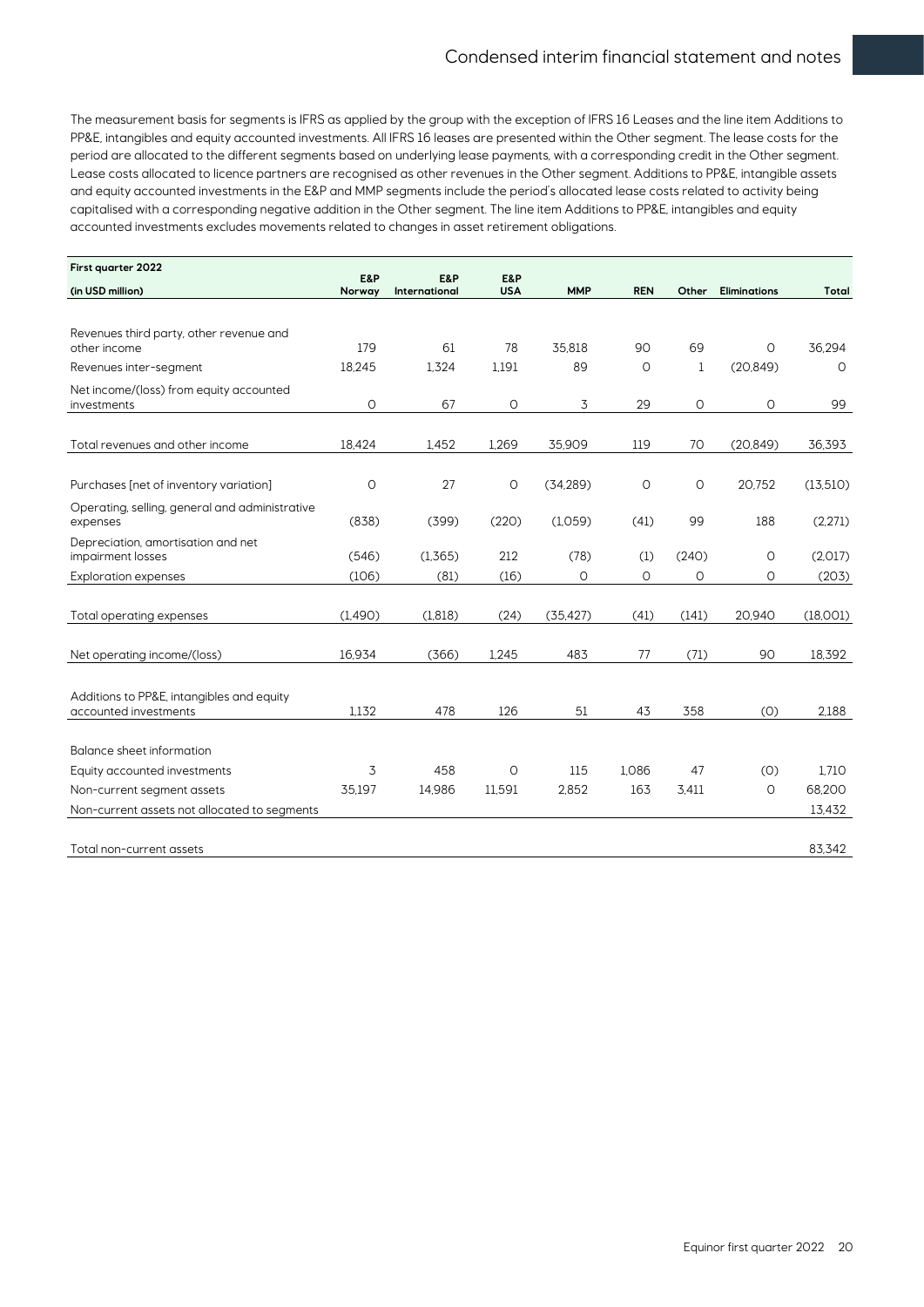The measurement basis for segments is IFRS as applied by the group with the exception of IFRS 16 Leases and the line item Additions to PP&E, intangibles and equity accounted investments. All IFRS 16 leases are presented within the Other segment. The lease costs for the period are allocated to the different segments based on underlying lease payments, with a corresponding credit in the Other segment. Lease costs allocated to licence partners are recognised as other revenues in the Other segment. Additions to PP&E, intangible assets and equity accounted investments in the E&P and MMP segments include the period's allocated lease costs related to activity being capitalised with a corresponding negative addition in the Other segment. The line item Additions to PP&E, intangibles and equity accounted investments excludes movements related to changes in asset retirement obligations.

| **First quarter 2022** **(in USD million)** | **E&P Norway** | **E&P International** | **E&P USA** | **MMP** | **REN** | **Other** | **Eliminations** | **Total** |
|---|---|---|---|---|---|---|---|---|
| Revenues third party, other revenue and other income | 179 | 61 | 78 | 35,818 | 90 | 69 | 0 | 36,294 |
| Revenues inter-segment | 18,245 | 1,324 | 1,191 | 89 | 0 | 1 | (20,849) | 0 |
| Net income/(loss) from equity accounted investments | 0 | 67 | 0 | 3 | 29 | 0 | 0 | 99 |
| Total revenues and other income | 18,424 | 1,452 | 1,269 | 35,909 | 119 | 70 | (20,849) | 36,393 |
| Purchases [net of inventory variation] | 0 | 27 | 0 | (34,289) | 0 | 0 | 20,752 | (13,510) |
| Operating, selling, general and administrative expenses | (838) | (399) | (220) | (1,059) | (41) | 99 | 188 | (2,271) |
| Depreciation, amortisation and net impairment losses | (546) | (1,365) | 212 | (78) | (1) | (240) | 0 | (2,017) |
| Exploration expenses | (106) | (81) | (16) | 0 | 0 | 0 | 0 | (203) |
| Total operating expenses | (1,490) | (1,818) | (24) | (35,427) | (41) | (141) | 20,940 | (18,001) |
| Net operating income/(loss) | 16,934 | (366) | 1,245 | 483 | 77 | (71) | 90 | 18,392 |
| Additions to PP&E, intangibles and equity accounted investments | 1,132 | 478 | 126 | 51 | 43 | 358 | (0) | 2,188 |
| Balance sheet information | | | | | | | | |
| Equity accounted investments | 3 | 458 | 0 | 115 | 1,086 | 47 | (0) | 1,710 |
| Non-current segment assets | 35,197 | 14,986 | 11,591 | 2,852 | 163 | 3,411 | 0 | 68,200 |
| Non-current assets not allocated to segments | | | | | | | | 13,432 |
| Total non-current assets | | | | | | | | 83,342 |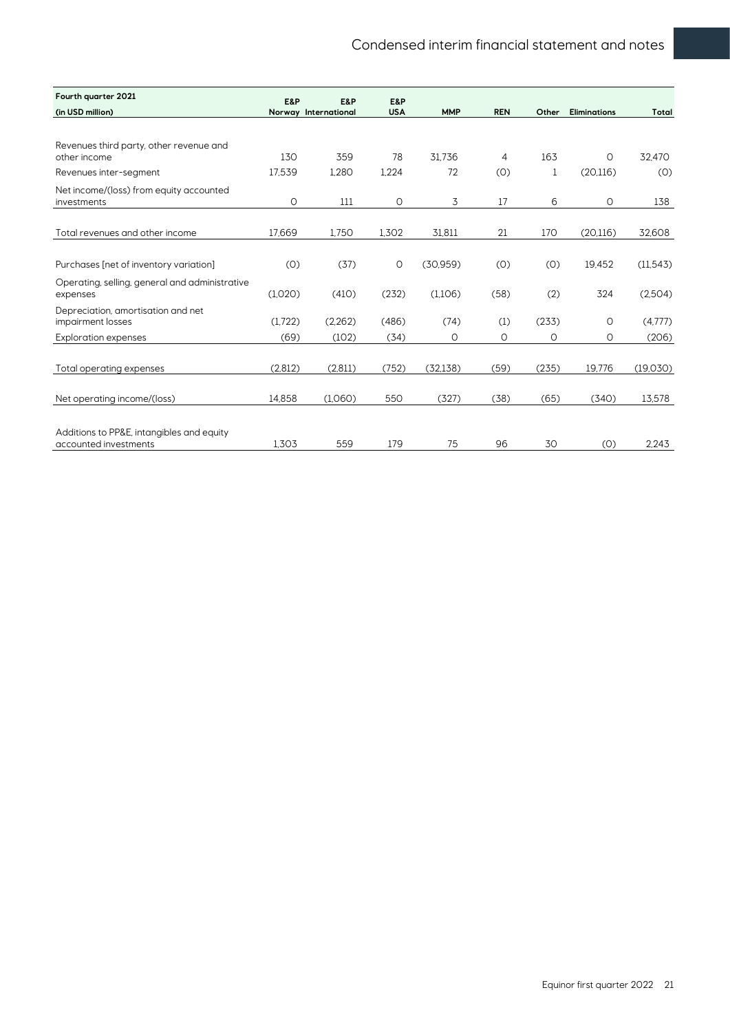| Fourth quarter 2021 (in USD million) | E&P Norway | E&P International | E&P USA | MMP | REN | Other | Eliminations | Total |
|---|---|---|---|---|---|---|---|---|
| Revenues third party, other revenue and other income | 130 | 359 | 78 | 31,736 | 4 | 163 | 0 | 32,470 |
| Revenues inter-segment | 17,539 | 1,280 | 1,224 | 72 | (0) | 1 | (20,116) | (0) |
| Net income/(loss) from equity accounted investments | 0 | 111 | 0 | 3 | 17 | 6 | 0 | 138 |
| Total revenues and other income | 17,669 | 1,750 | 1,302 | 31,811 | 21 | 170 | (20,116) | 32,608 |
| Purchases [net of inventory variation] | (0) | (37) | 0 | (30,959) | (0) | (0) | 19,452 | (11,543) |
| Operating, selling, general and administrative expenses | (1,020) | (410) | (232) | (1,106) | (58) | (2) | 324 | (2,504) |
| Depreciation, amortisation and net impairment losses | (1,722) | (2,262) | (486) | (74) | (1) | (233) | 0 | (4,777) |
| Exploration expenses | (69) | (102) | (34) | 0 | 0 | 0 | 0 | (206) |
| Total operating expenses | (2,812) | (2,811) | (752) | (32,138) | (59) | (235) | 19,776 | (19,030) |
| Net operating income/(loss) | 14,858 | (1,060) | 550 | (327) | (38) | (65) | (340) | 13,578 |
| Additions to PP&E, intangibles and equity accounted investments | 1,303 | 559 | 179 | 75 | 96 | 30 | (0) | 2,243 |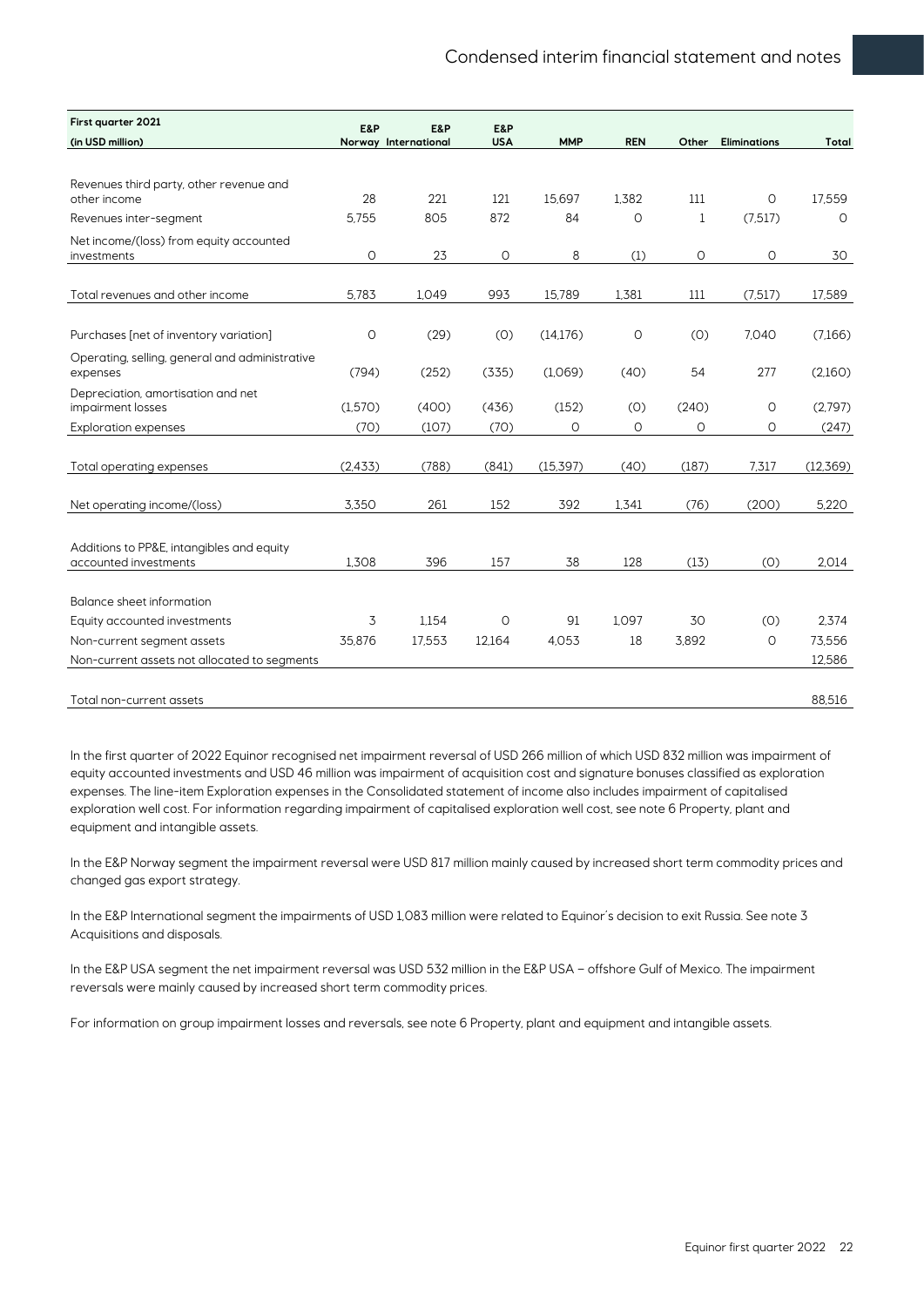| First quarter 2021 (in USD million) | E&P Norway | E&P International | E&P USA | MMP | REN | Other | Eliminations | Total |
|---|---|---|---|---|---|---|---|---|
| Revenues third party, other revenue and other income | 28 | 221 | 121 | 15,697 | 1,382 | 111 | 0 | 17,559 |
| Revenues inter-segment | 5,755 | 805 | 872 | 84 | 0 | 1 | (7,517) | 0 |
| Net income/(loss) from equity accounted investments | 0 | 23 | 0 | 8 | (1) | 0 | 0 | 30 |
| Total revenues and other income | 5,783 | 1,049 | 993 | 15,789 | 1,381 | 111 | (7,517) | 17,589 |
| Purchases [net of inventory variation] | 0 | (29) | (0) | (14,176) | 0 | (0) | 7,040 | (7,166) |
| Operating, selling, general and administrative expenses | (794) | (252) | (335) | (1,069) | (40) | 54 | 277 | (2,160) |
| Depreciation, amortisation and net impairment losses | (1,570) | (400) | (436) | (152) | (0) | (240) | 0 | (2,797) |
| Exploration expenses | (70) | (107) | (70) | 0 | 0 | 0 | 0 | (247) |
| Total operating expenses | (2,433) | (788) | (841) | (15,397) | (40) | (187) | 7,317 | (12,369) |
| Net operating income/(loss) | 3,350 | 261 | 152 | 392 | 1,341 | (76) | (200) | 5,220 |
| Additions to PP&E, intangibles and equity accounted investments | 1,308 | 396 | 157 | 38 | 128 | (13) | (0) | 2,014 |
| Balance sheet information | | | | | | | | |
| Equity accounted investments | 3 | 1,154 | 0 | 91 | 1,097 | 30 | (0) | 2,374 |
| Non-current segment assets | 35,876 | 17,553 | 12,164 | 4,053 | 18 | 3,892 | 0 | 73,556 |
| Non-current assets not allocated to segments | | | | | | | | 12,586 |
| Total non-current assets | | | | | | | | 88,516 |

In the first quarter of 2022 Equinor recognised net impairment reversal of USD 266 million of which USD 832 million was impairment of equity accounted investments and USD 46 million was impairment of acquisition cost and signature bonuses classified as exploration expenses. The line-item Exploration expenses in the Consolidated statement of income also includes impairment of capitalised exploration well cost. For information regarding impairment of capitalised exploration well cost, see note 6 Property, plant and equipment and intangible assets.

In the E&P Norway segment the impairment reversal were USD 817 million mainly caused by increased short term commodity prices and changed gas export strategy.

In the E&P International segment the impairments of USD 1,083 million were related to Equinor's decision to exit Russia. See note 3 Acquisitions and disposals.

In the E&P USA segment the net impairment reversal was USD 532 million in the E&P USA – offshore Gulf of Mexico. The impairment reversals were mainly caused by increased short term commodity prices.

For information on group impairment losses and reversals, see note 6 Property, plant and equipment and intangible assets.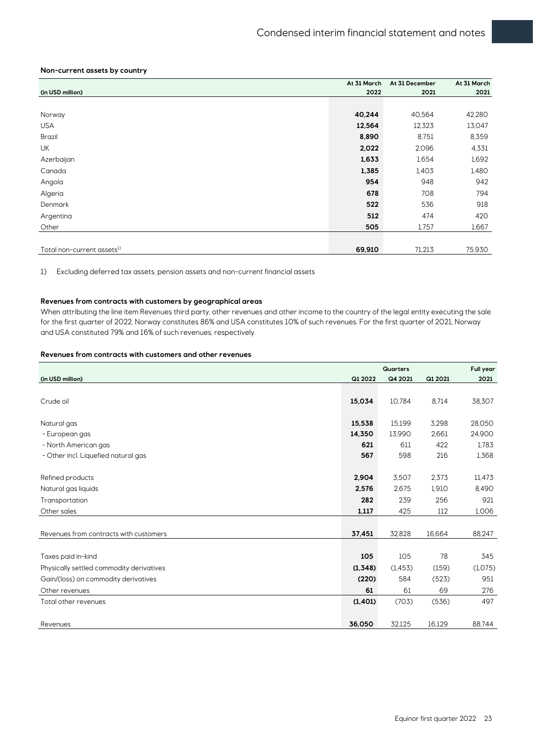#### Non-current assets by country

| (in USD million) | At 31 March 2022 | At 31 December 2021 | At 31 March 2021 |
|---|---|---|---|
| Norway | **40,244** | 40,564 | 42,280 |
| USA | **12,564** | 12,323 | 13,047 |
| Brazil | **8,890** | 8,751 | 8,359 |
| UK | **2,022** | 2,096 | 4,331 |
| Azerbaijan | **1,633** | 1,654 | 1,692 |
| Canada | **1,385** | 1,403 | 1,480 |
| Angola | **954** | 948 | 942 |
| Algeria | **678** | 708 | 794 |
| Denmark | **522** | 536 | 918 |
| Argentina | **512** | 474 | 420 |
| Other | **505** | 1,757 | 1,667 |
| Total non-current assets[1] | **69,910** | 71,213 | 75,930 |

1) Excluding deferred tax assets, pension assets and non-current financial assets

#### Revenues from contracts with customers by geographical areas

When attributing the line item Revenues third party, other revenues and other income to the country of the legal entity executing the sale for the first quarter of 2022, Norway constitutes 86% and USA constitutes 10% of such revenues. For the first quarter of 2021, Norway and USA constituted 79% and 16% of such revenues, respectively.

#### Revenues from contracts with customers and other revenues

| | Quarters | | | Full year |
|---|---|---|---|---|
| (in USD million) | Q1 2022 | Q4 2021 | Q1 2021 | 2021 |
| Crude oil | **15,034** | 10,784 | 8,714 | 38,307 |
| Natural gas | **15,538** | 15,199 | 3,298 | 28,050 |
| - European gas | **14,350** | 13,990 | 2,661 | 24,900 |
| - North American gas | **621** | 611 | 422 | 1,783 |
| - Other incl. Liquefied natural gas | **567** | 598 | 216 | 1,368 |
| Refined products | **2,904** | 3,507 | 2,373 | 11,473 |
| Natural gas liquids | **2,576** | 2,675 | 1,910 | 8,490 |
| Transportation | **282** | 239 | 256 | 921 |
| Other sales | **1,117** | 425 | 112 | 1,006 |
| Revenues from contracts with customers | **37,451** | 32,828 | 16,664 | 88,247 |
| Taxes paid in-kind | **105** | 105 | 78 | 345 |
| Physically settled commodity derivatives | **(1,348)** | (1,453) | (159) | (1,075) |
| Gain/(loss) on commodity derivatives | **(220)** | 584 | (523) | 951 |
| Other revenues | **61** | 61 | 69 | 276 |
| Total other revenues | **(1,401)** | (703) | (536) | 497 |
| Revenues | **36,050** | 32,125 | 16,129 | 88,744 |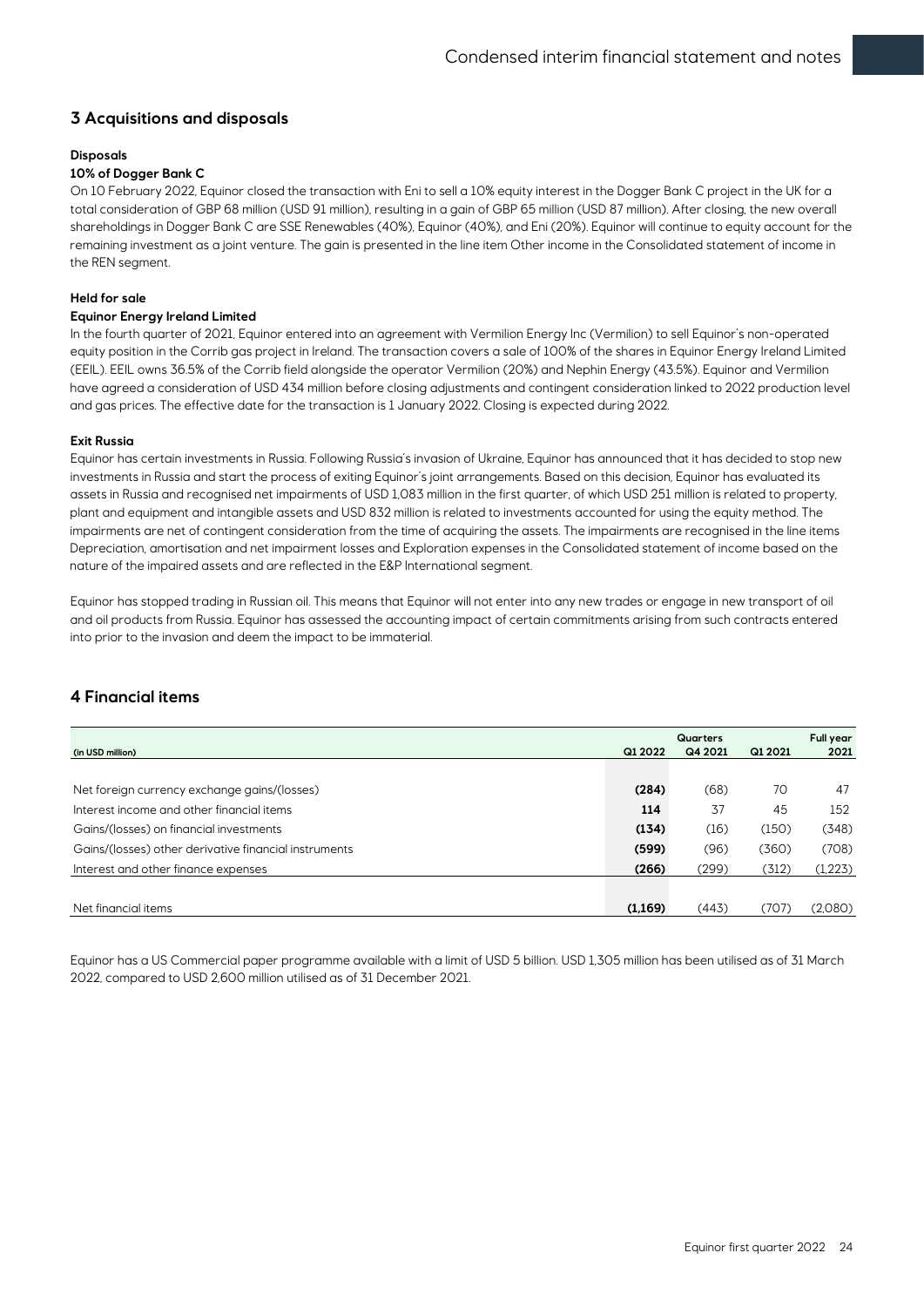## 3 Acquisitions and disposals

**Disposals**

**10% of Dogger Bank C**

On 10 February 2022, Equinor closed the transaction with Eni to sell a 10% equity interest in the Dogger Bank C project in the UK for a total consideration of GBP 68 million (USD 91 million), resulting in a gain of GBP 65 million (USD 87 million). After closing, the new overall shareholdings in Dogger Bank C are SSE Renewables (40%), Equinor (40%), and Eni (20%). Equinor will continue to equity account for the remaining investment as a joint venture. The gain is presented in the line item Other income in the Consolidated statement of income in the REN segment.

**Held for sale**

**Equinor Energy Ireland Limited**

In the fourth quarter of 2021, Equinor entered into an agreement with Vermilion Energy Inc (Vermilion) to sell Equinor's non-operated equity position in the Corrib gas project in Ireland. The transaction covers a sale of 100% of the shares in Equinor Energy Ireland Limited (EEIL). EEIL owns 36.5% of the Corrib field alongside the operator Vermilion (20%) and Nephin Energy (43.5%). Equinor and Vermilion have agreed a consideration of USD 434 million before closing adjustments and contingent consideration linked to 2022 production level and gas prices. The effective date for the transaction is 1 January 2022. Closing is expected during 2022.

**Exit Russia**

Equinor has certain investments in Russia. Following Russia's invasion of Ukraine, Equinor has announced that it has decided to stop new investments in Russia and start the process of exiting Equinor's joint arrangements. Based on this decision, Equinor has evaluated its assets in Russia and recognised net impairments of USD 1,083 million in the first quarter, of which USD 251 million is related to property, plant and equipment and intangible assets and USD 832 million is related to investments accounted for using the equity method. The impairments are net of contingent consideration from the time of acquiring the assets. The impairments are recognised in the line items Depreciation, amortisation and net impairment losses and Exploration expenses in the Consolidated statement of income based on the nature of the impaired assets and are reflected in the E&P International segment.

Equinor has stopped trading in Russian oil. This means that Equinor will not enter into any new trades or engage in new transport of oil and oil products from Russia. Equinor has assessed the accounting impact of certain commitments arising from such contracts entered into prior to the invasion and deem the impact to be immaterial.

## 4 Financial items

| (in USD million) | Quarters | | | Full year |
|---|---|---|---|---|
| | Q1 2022 | Q4 2021 | Q1 2021 | 2021 |
| Net foreign currency exchange gains/(losses) | **(284)** | (68) | 70 | 47 |
| Interest income and other financial items | **114** | 37 | 45 | 152 |
| Gains/(losses) on financial investments | **(134)** | (16) | (150) | (348) |
| Gains/(losses) other derivative financial instruments | **(599)** | (96) | (360) | (708) |
| Interest and other finance expenses | **(266)** | (299) | (312) | (1,223) |
| Net financial items | **(1,169)** | (443) | (707) | (2,080) |

Equinor has a US Commercial paper programme available with a limit of USD 5 billion. USD 1,305 million has been utilised as of 31 March 2022, compared to USD 2,600 million utilised as of 31 December 2021.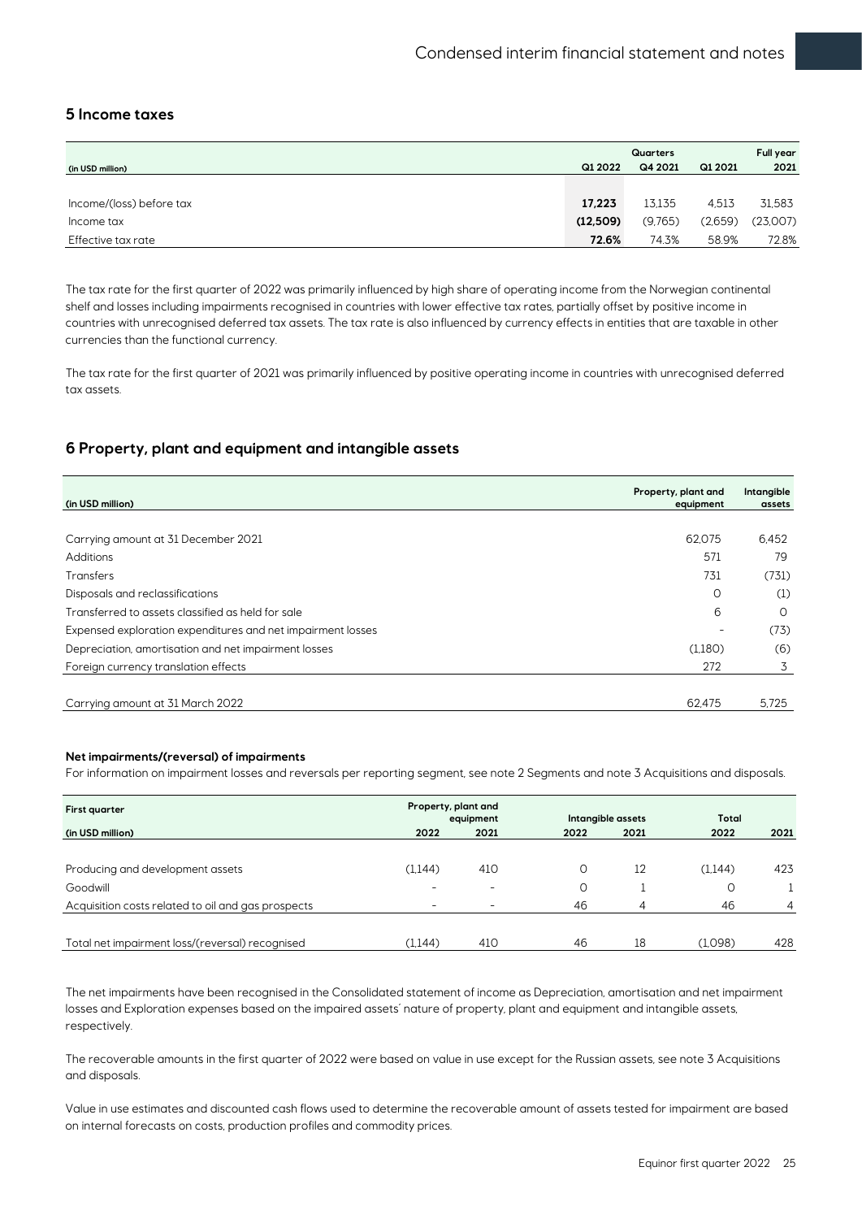## 5 Income taxes

| (in USD million) | Quarters | | | Full year |
|---|---|---|---|---|
| | Q1 2022 | Q4 2021 | Q1 2021 | 2021 |
| Income/(loss) before tax | **17,223** | 13,135 | 4,513 | 31,583 |
| Income tax | **(12,509)** | (9,765) | (2,659) | (23,007) |
| Effective tax rate | **72.6%** | 74.3% | 58.9% | 72.8% |

The tax rate for the first quarter of 2022 was primarily influenced by high share of operating income from the Norwegian continental shelf and losses including impairments recognised in countries with lower effective tax rates, partially offset by positive income in countries with unrecognised deferred tax assets. The tax rate is also influenced by currency effects in entities that are taxable in other currencies than the functional currency.

The tax rate for the first quarter of 2021 was primarily influenced by positive operating income in countries with unrecognised deferred tax assets.

## 6 Property, plant and equipment and intangible assets

| (in USD million) | Property, plant and equipment | Intangible assets |
|---|---|---|
| Carrying amount at 31 December 2021 | 62,075 | 6,452 |
| Additions | 571 | 79 |
| Transfers | 731 | (731) |
| Disposals and reclassifications | 0 | (1) |
| Transferred to assets classified as held for sale | 6 | 0 |
| Expensed exploration expenditures and net impairment losses | - | (73) |
| Depreciation, amortisation and net impairment losses | (1,180) | (6) |
| Foreign currency translation effects | 272 | 3 |
| Carrying amount at 31 March 2022 | 62,475 | 5,725 |

**Net impairments/(reversal) of impairments**

For information on impairment losses and reversals per reporting segment, see note 2 Segments and note 3 Acquisitions and disposals.

| First quarter | Property, plant and equipment | | Intangible assets | | Total | |
|---|---|---|---|---|---|---|
| (in USD million) | 2022 | 2021 | 2022 | 2021 | 2022 | 2021 |
| Producing and development assets | (1,144) | 410 | 0 | 12 | (1,144) | 423 |
| Goodwill | - | - | 0 | 1 | 0 | 1 |
| Acquisition costs related to oil and gas prospects | - | - | 46 | 4 | 46 | 4 |
| Total net impairment loss/(reversal) recognised | (1,144) | 410 | 46 | 18 | (1,098) | 428 |

The net impairments have been recognised in the Consolidated statement of income as Depreciation, amortisation and net impairment losses and Exploration expenses based on the impaired assets´ nature of property, plant and equipment and intangible assets, respectively.

The recoverable amounts in the first quarter of 2022 were based on value in use except for the Russian assets, see note 3 Acquisitions and disposals.

Value in use estimates and discounted cash flows used to determine the recoverable amount of assets tested for impairment are based on internal forecasts on costs, production profiles and commodity prices.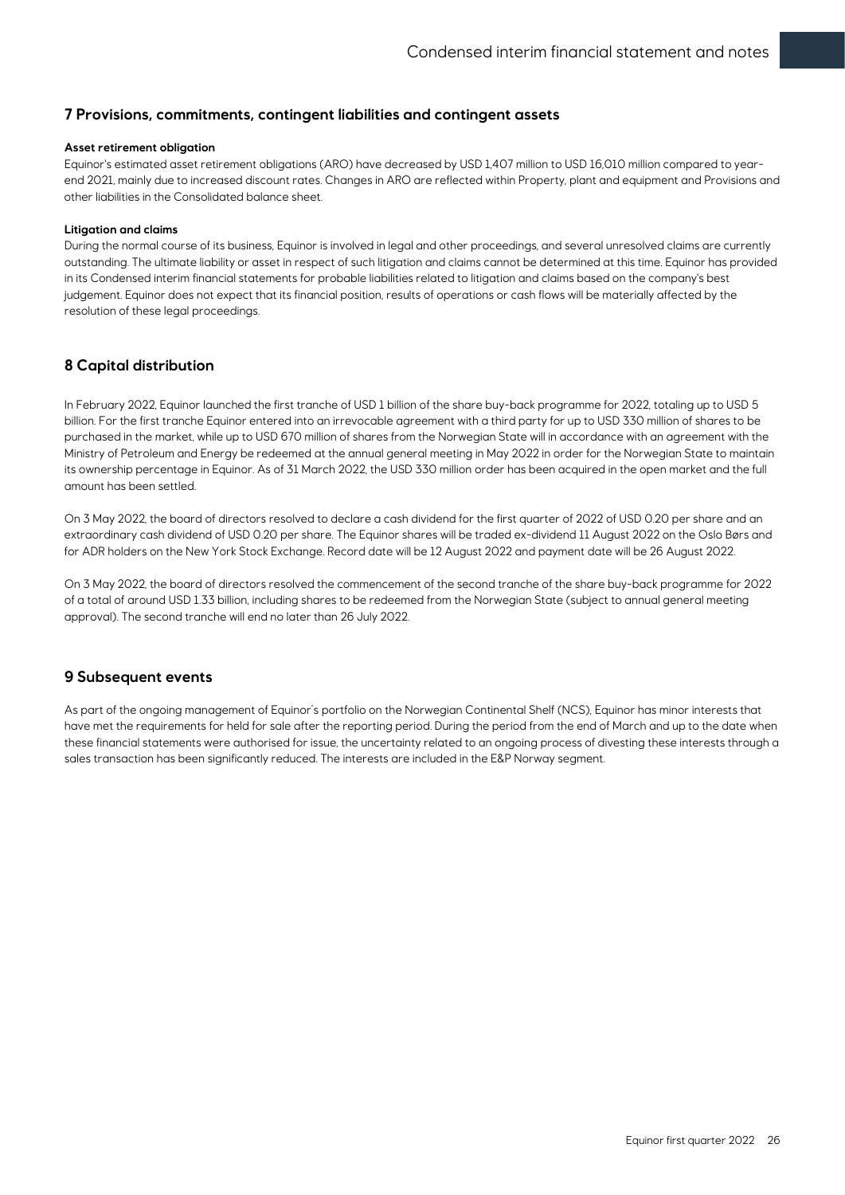## 7 Provisions, commitments, contingent liabilities and contingent assets

**Asset retirement obligation**

Equinor's estimated asset retirement obligations (ARO) have decreased by USD 1,407 million to USD 16,010 million compared to year-end 2021, mainly due to increased discount rates. Changes in ARO are reflected within Property, plant and equipment and Provisions and other liabilities in the Consolidated balance sheet.

**Litigation and claims**

During the normal course of its business, Equinor is involved in legal and other proceedings, and several unresolved claims are currently outstanding. The ultimate liability or asset in respect of such litigation and claims cannot be determined at this time. Equinor has provided in its Condensed interim financial statements for probable liabilities related to litigation and claims based on the company's best judgement. Equinor does not expect that its financial position, results of operations or cash flows will be materially affected by the resolution of these legal proceedings.

## 8 Capital distribution

In February 2022, Equinor launched the first tranche of USD 1 billion of the share buy-back programme for 2022, totaling up to USD 5 billion. For the first tranche Equinor entered into an irrevocable agreement with a third party for up to USD 330 million of shares to be purchased in the market, while up to USD 670 million of shares from the Norwegian State will in accordance with an agreement with the Ministry of Petroleum and Energy be redeemed at the annual general meeting in May 2022 in order for the Norwegian State to maintain its ownership percentage in Equinor. As of 31 March 2022, the USD 330 million order has been acquired in the open market and the full amount has been settled.

On 3 May 2022, the board of directors resolved to declare a cash dividend for the first quarter of 2022 of USD 0.20 per share and an extraordinary cash dividend of USD 0.20 per share. The Equinor shares will be traded ex-dividend 11 August 2022 on the Oslo Børs and for ADR holders on the New York Stock Exchange. Record date will be 12 August 2022 and payment date will be 26 August 2022.

On 3 May 2022, the board of directors resolved the commencement of the second tranche of the share buy-back programme for 2022 of a total of around USD 1.33 billion, including shares to be redeemed from the Norwegian State (subject to annual general meeting approval). The second tranche will end no later than 26 July 2022.

## 9 Subsequent events

As part of the ongoing management of Equinor´s portfolio on the Norwegian Continental Shelf (NCS), Equinor has minor interests that have met the requirements for held for sale after the reporting period. During the period from the end of March and up to the date when these financial statements were authorised for issue, the uncertainty related to an ongoing process of divesting these interests through a sales transaction has been significantly reduced. The interests are included in the E&P Norway segment.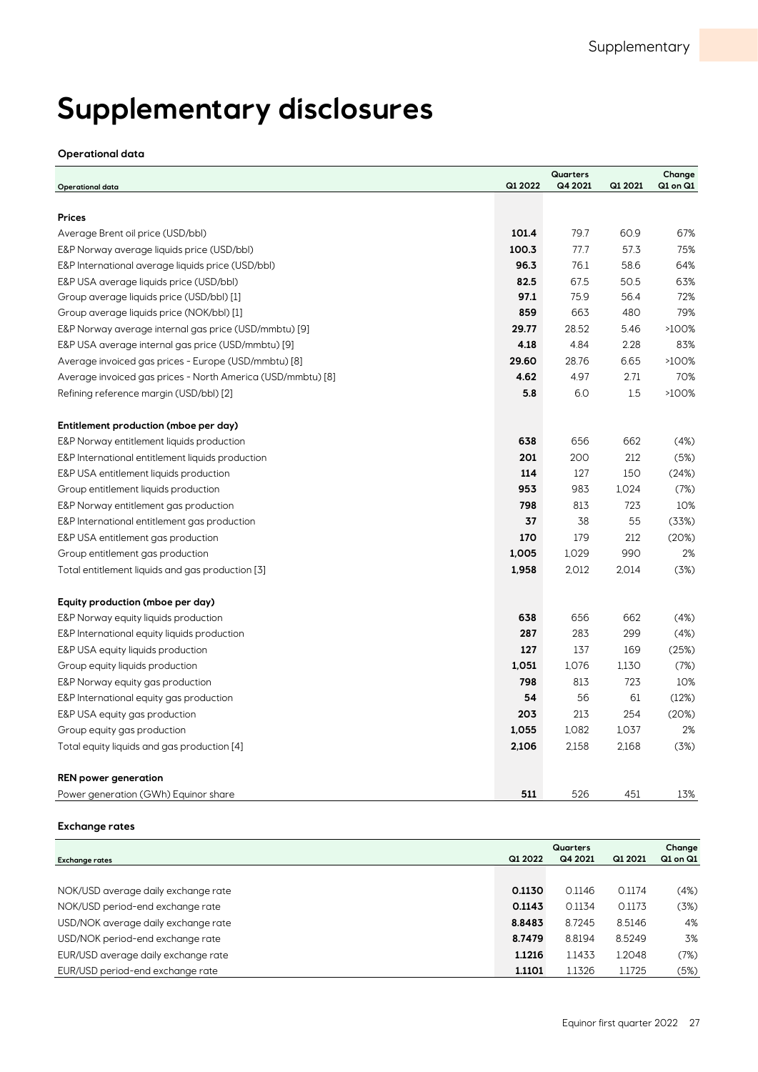# Supplementary disclosures

**Operational data**

| Operational data | Q1 2022 | Quarters Q4 2021 | Q1 2021 | Change Q1 on Q1 |
|---|---|---|---|---|
| **Prices** | | | | |
| Average Brent oil price (USD/bbl) | **101.4** | 79.7 | 60.9 | 67% |
| E&P Norway average liquids price (USD/bbl) | **100.3** | 77.7 | 57.3 | 75% |
| E&P International average liquids price (USD/bbl) | **96.3** | 76.1 | 58.6 | 64% |
| E&P USA average liquids price (USD/bbl) | **82.5** | 67.5 | 50.5 | 63% |
| Group average liquids price (USD/bbl) [1] | **97.1** | 75.9 | 56.4 | 72% |
| Group average liquids price (NOK/bbl) [1] | **859** | 663 | 480 | 79% |
| E&P Norway average internal gas price (USD/mmbtu) [9] | **29.77** | 28.52 | 5.46 | >100% |
| E&P USA average internal gas price (USD/mmbtu) [9] | **4.18** | 4.84 | 2.28 | 83% |
| Average invoiced gas prices - Europe (USD/mmbtu) [8] | **29.60** | 28.76 | 6.65 | >100% |
| Average invoiced gas prices - North America (USD/mmbtu) [8] | **4.62** | 4.97 | 2.71 | 70% |
| Refining reference margin (USD/bbl) [2] | **5.8** | 6.0 | 1.5 | >100% |
| **Entitlement production (mboe per day)** | | | | |
| E&P Norway entitlement liquids production | **638** | 656 | 662 | (4%) |
| E&P International entitlement liquids production | **201** | 200 | 212 | (5%) |
| E&P USA entitlement liquids production | **114** | 127 | 150 | (24%) |
| Group entitlement liquids production | **953** | 983 | 1,024 | (7%) |
| E&P Norway entitlement gas production | **798** | 813 | 723 | 10% |
| E&P International entitlement gas production | **37** | 38 | 55 | (33%) |
| E&P USA entitlement gas production | **170** | 179 | 212 | (20%) |
| Group entitlement gas production | **1,005** | 1,029 | 990 | 2% |
| Total entitlement liquids and gas production [3] | **1,958** | 2,012 | 2,014 | (3%) |
| **Equity production (mboe per day)** | | | | |
| E&P Norway equity liquids production | **638** | 656 | 662 | (4%) |
| E&P International equity liquids production | **287** | 283 | 299 | (4%) |
| E&P USA equity liquids production | **127** | 137 | 169 | (25%) |
| Group equity liquids production | **1,051** | 1,076 | 1,130 | (7%) |
| E&P Norway equity gas production | **798** | 813 | 723 | 10% |
| E&P International equity gas production | **54** | 56 | 61 | (12%) |
| E&P USA equity gas production | **203** | 213 | 254 | (20%) |
| Group equity gas production | **1,055** | 1,082 | 1,037 | 2% |
| Total equity liquids and gas production [4] | **2,106** | 2,158 | 2,168 | (3%) |
| **REN power generation** | | | | |
| Power generation (GWh) Equinor share | **511** | 526 | 451 | 13% |

**Exchange rates**

| Exchange rates | Q1 2022 | Quarters Q4 2021 | Q1 2021 | Change Q1 on Q1 |
|---|---|---|---|---|
| NOK/USD average daily exchange rate | **0.1130** | 0.1146 | 0.1174 | (4%) |
| NOK/USD period-end exchange rate | **0.1143** | 0.1134 | 0.1173 | (3%) |
| USD/NOK average daily exchange rate | **8.8483** | 8.7245 | 8.5146 | 4% |
| USD/NOK period-end exchange rate | **8.7479** | 8.8194 | 8.5249 | 3% |
| EUR/USD average daily exchange rate | **1.1216** | 1.1433 | 1.2048 | (7%) |
| EUR/USD period-end exchange rate | **1.1101** | 1.1326 | 1.1725 | (5%) |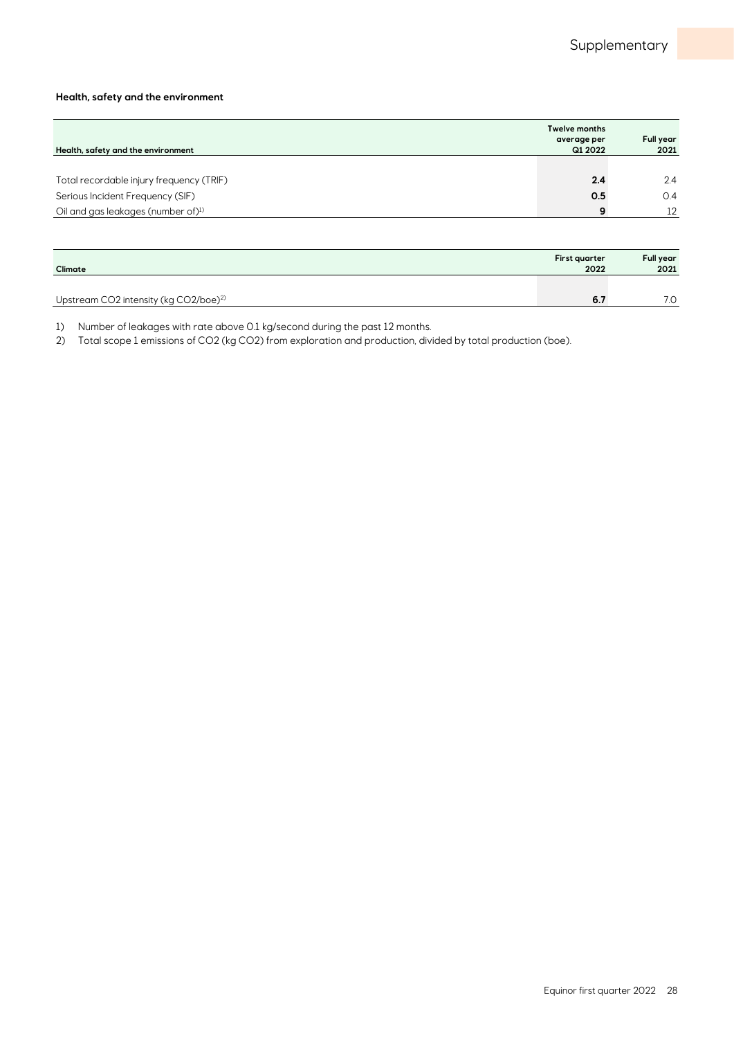#### Health, safety and the environment

| Health, safety and the environment | Twelve months average per Q1 2022 | Full year 2021 |
|---|---|---|
| Total recordable injury frequency (TRIF) | **2.4** | 2.4 |
| Serious Incident Frequency (SIF) | **0.5** | 0.4 |
| Oil and gas leakages (number of)[1] | **9** | 12 |

| Climate | First quarter 2022 | Full year 2021 |
|---|---|---|
| Upstream $CO_2$ intensity (kg $CO_2$/boe)[2] | **6.7** | 7.0 |

1) Number of leakages with rate above 0.1 kg/second during the past 12 months.
2) Total scope 1 emissions of $CO_2$ (kg $CO_2$) from exploration and production, divided by total production (boe).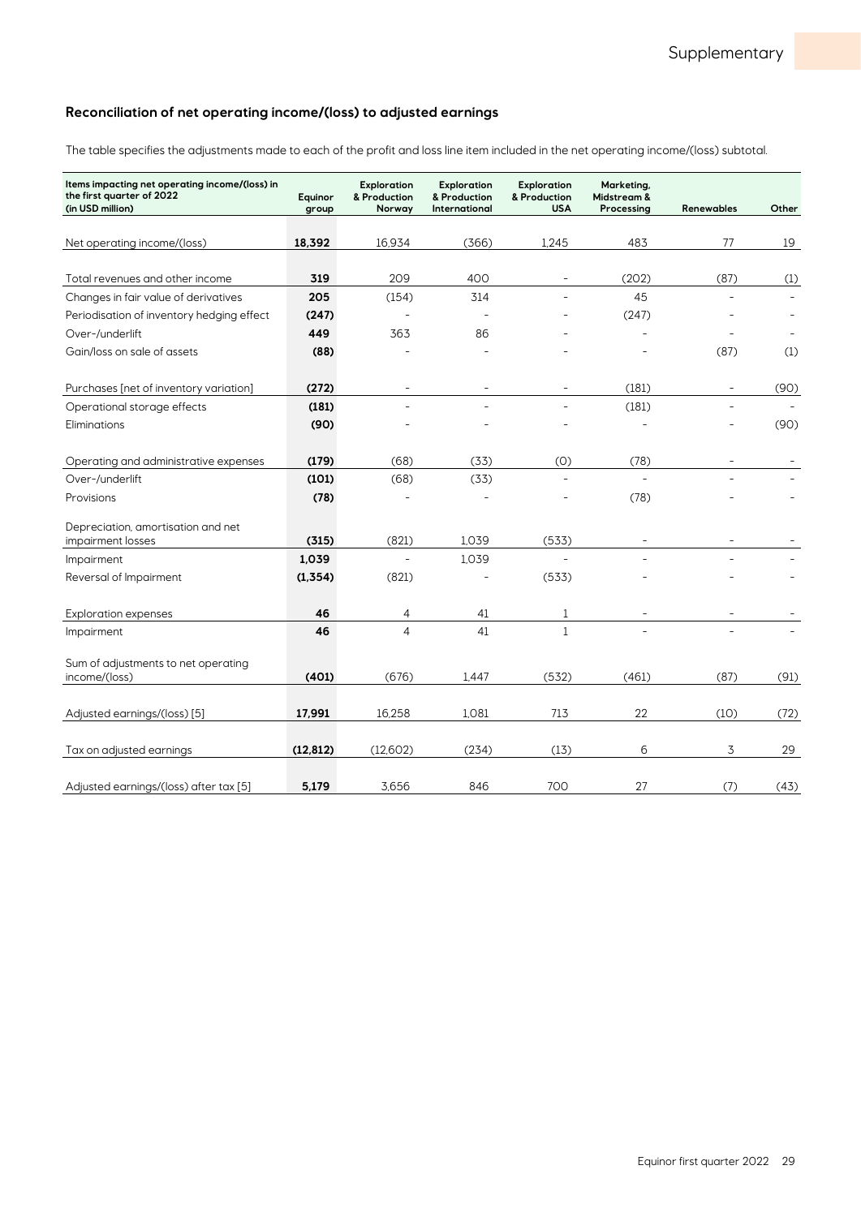## Reconciliation of net operating income/(loss) to adjusted earnings

The table specifies the adjustments made to each of the profit and loss line item included in the net operating income/(loss) subtotal.

| Items impacting net operating income/(loss) in the first quarter of 2022 (in USD million) | Equinor group | Exploration & Production Norway | Exploration & Production International | Exploration & Production USA | Marketing, Midstream & Processing | Renewables | Other |
|---|---|---|---|---|---|---|---|
| Net operating income/(loss) | **18,392** | 16,934 | (366) | 1,245 | 483 | 77 | 19 |
| | | | | | | | |
| Total revenues and other income | **319** | 209 | 400 | - | (202) | (87) | (1) |
| Changes in fair value of derivatives | **205** | (154) | 314 | - | 45 | - | - |
| Periodisation of inventory hedging effect | **(247)** | - | - | - | (247) | - | - |
| Over-/underlift | **449** | 363 | 86 | - | - | - | - |
| Gain/loss on sale of assets | **(88)** | - | - | - | - | (87) | (1) |
| | | | | | | | |
| Purchases [net of inventory variation] | **(272)** | - | - | - | (181) | - | (90) |
| Operational storage effects | **(181)** | - | - | - | (181) | - | - |
| Eliminations | **(90)** | - | - | - | - | - | (90) |
| | | | | | | | |
| Operating and administrative expenses | **(179)** | (68) | (33) | (0) | (78) | - | - |
| Over-/underlift | **(101)** | (68) | (33) | - | - | - | - |
| Provisions | **(78)** | - | - | - | (78) | - | - |
| | | | | | | | |
| Depreciation, amortisation and net impairment losses | **(315)** | (821) | 1,039 | (533) | - | - | - |
| Impairment | **1,039** | - | 1,039 | - | - | - | - |
| Reversal of Impairment | **(1,354)** | (821) | - | (533) | - | - | - |
| | | | | | | | |
| Exploration expenses | **46** | 4 | 41 | 1 | - | - | - |
| Impairment | **46** | 4 | 41 | 1 | - | - | - |
| | | | | | | | |
| Sum of adjustments to net operating income/(loss) | **(401)** | (676) | 1,447 | (532) | (461) | (87) | (91) |
| | | | | | | | |
| Adjusted earnings/(loss) [5] | **17,991** | 16,258 | 1,081 | 713 | 22 | (10) | (72) |
| | | | | | | | |
| Tax on adjusted earnings | **(12,812)** | (12,602) | (234) | (13) | 6 | 3 | 29 |
| | | | | | | | |
| Adjusted earnings/(loss) after tax [5] | **5,179** | 3,656 | 846 | 700 | 27 | (7) | (43) |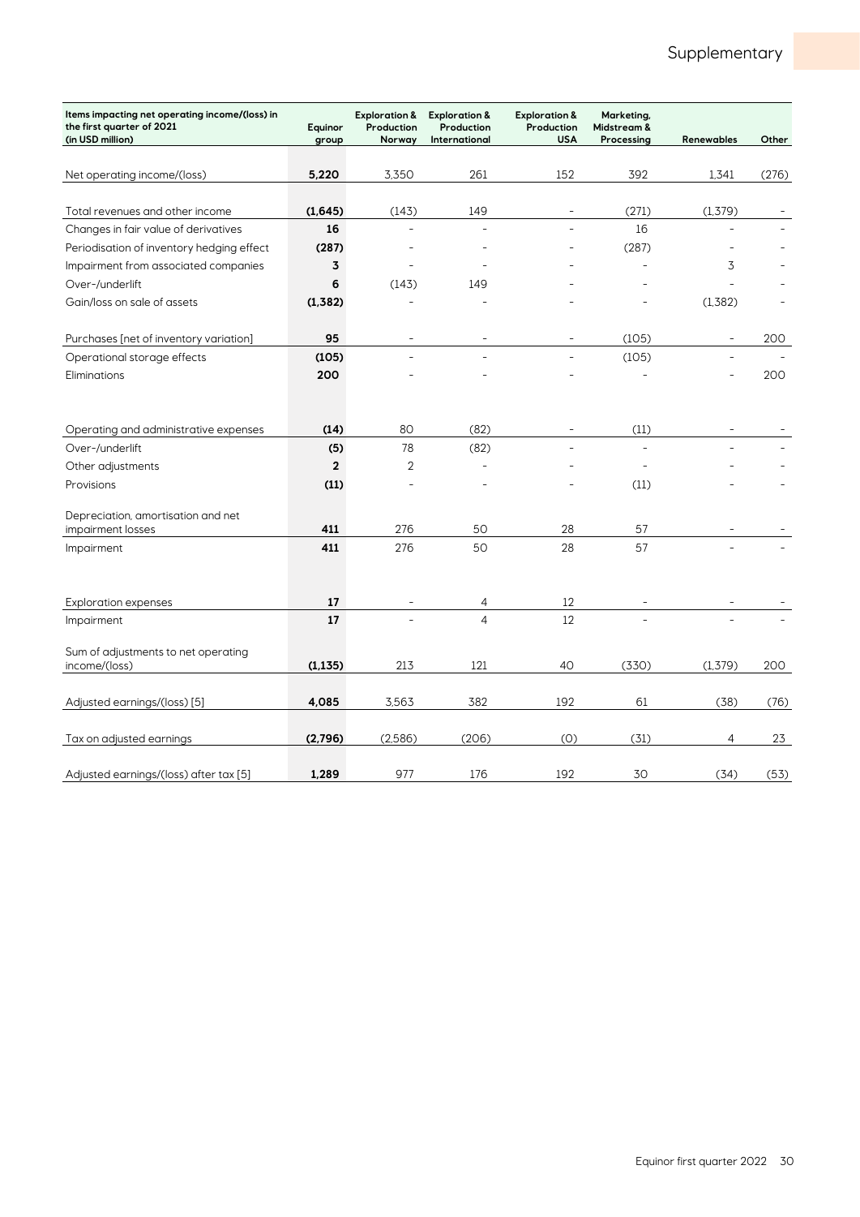| Items impacting net operating income/(loss) in the first quarter of 2021 (in USD million) | Equinor group | Exploration & Production Norway | Exploration & Production International | Exploration & Production USA | Marketing, Midstream & Processing | Renewables | Other |
|---|---|---|---|---|---|---|---|
| Net operating income/(loss) | **5,220** | 3,350 | 261 | 152 | 392 | 1,341 | (276) |
| | | | | | | | |
| Total revenues and other income | **(1,645)** | (143) | 149 | - | (271) | (1,379) | - |
| Changes in fair value of derivatives | **16** | - | - | - | 16 | - | - |
| Periodisation of inventory hedging effect | **(287)** | - | - | - | (287) | - | - |
| Impairment from associated companies | **3** | - | - | - | - | 3 | - |
| Over-/underlift | **6** | (143) | 149 | - | - | - | - |
| Gain/loss on sale of assets | **(1,382)** | - | - | - | - | (1,382) | - |
| | | | | | | | |
| Purchases [net of inventory variation] | **95** | - | - | - | (105) | - | 200 |
| Operational storage effects | **(105)** | - | - | - | (105) | - | - |
| Eliminations | **200** | - | - | - | - | - | 200 |
| | | | | | | | |
| Operating and administrative expenses | **(14)** | 80 | (82) | - | (11) | - | - |
| Over-/underlift | **(5)** | 78 | (82) | - | - | - | - |
| Other adjustments | **2** | 2 | - | - | - | - | - |
| Provisions | **(11)** | - | - | - | (11) | - | - |
| | | | | | | | |
| Depreciation, amortisation and net impairment losses | **411** | 276 | 50 | 28 | 57 | - | - |
| Impairment | **411** | 276 | 50 | 28 | 57 | - | - |
| | | | | | | | |
| Exploration expenses | **17** | - | 4 | 12 | - | - | - |
| Impairment | **17** | - | 4 | 12 | - | - | - |
| | | | | | | | |
| Sum of adjustments to net operating income/(loss) | **(1,135)** | 213 | 121 | 40 | (330) | (1,379) | 200 |
| | | | | | | | |
| Adjusted earnings/(loss) [5] | **4,085** | 3,563 | 382 | 192 | 61 | (38) | (76) |
| | | | | | | | |
| Tax on adjusted earnings | **(2,796)** | (2,586) | (206) | (0) | (31) | 4 | 23 |
| | | | | | | | |
| Adjusted earnings/(loss) after tax [5] | **1,289** | 977 | 176 | 192 | 30 | (34) | (53) |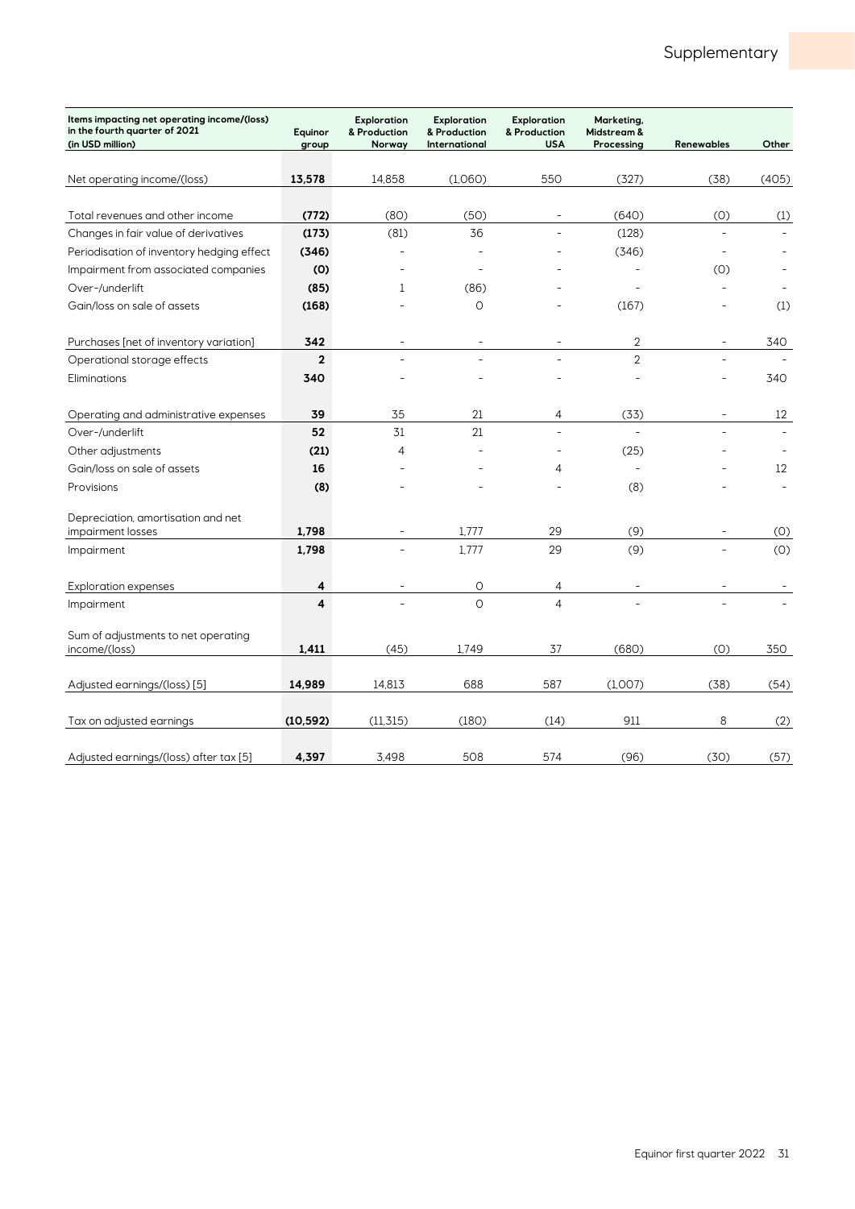| Items impacting net operating income/(loss) in the fourth quarter of 2021 (in USD million) | Equinor group | Exploration & Production Norway | Exploration & Production International | Exploration & Production USA | Marketing, Midstream & Processing | Renewables | Other |
|---|---|---|---|---|---|---|---|
| Net operating income/(loss) | **13,578** | 14,858 | (1,060) | 550 | (327) | (38) | (405) |
| Total revenues and other income | **(772)** | (80) | (50) | - | (640) | (0) | (1) |
| Changes in fair value of derivatives | **(173)** | (81) | 36 | - | (128) | - | - |
| Periodisation of inventory hedging effect | **(346)** | - | - | - | (346) | - | - |
| Impairment from associated companies | **(0)** | - | - | - | - | (0) | - |
| Over-/underlift | **(85)** | 1 | (86) | - | - | - | - |
| Gain/loss on sale of assets | **(168)** | - | 0 | - | (167) | - | (1) |
| Purchases [net of inventory variation] | **342** | - | - | - | 2 | - | 340 |
| Operational storage effects | **2** | - | - | - | 2 | - | - |
| Eliminations | **340** | - | - | - | - | - | 340 |
| Operating and administrative expenses | **39** | 35 | 21 | 4 | (33) | - | 12 |
| Over-/underlift | **52** | 31 | 21 | - | - | - | - |
| Other adjustments | **(21)** | 4 | - | - | (25) | - | - |
| Gain/loss on sale of assets | **16** | - | - | 4 | - | - | 12 |
| Provisions | **(8)** | - | - | - | (8) | - | - |
| Depreciation, amortisation and net impairment losses | **1,798** | - | 1,777 | 29 | (9) | - | (0) |
| Impairment | **1,798** | - | 1,777 | 29 | (9) | - | (0) |
| Exploration expenses | **4** | - | 0 | 4 | - | - | - |
| Impairment | **4** | - | 0 | 4 | - | - | - |
| Sum of adjustments to net operating income/(loss) | **1,411** | (45) | 1,749 | 37 | (680) | (0) | 350 |
| Adjusted earnings/(loss) [5] | **14,989** | 14,813 | 688 | 587 | (1,007) | (38) | (54) |
| Tax on adjusted earnings | **(10,592)** | (11,315) | (180) | (14) | 911 | 8 | (2) |
| Adjusted earnings/(loss) after tax [5] | **4,397** | 3,498 | 508 | 574 | (96) | (30) | (57) |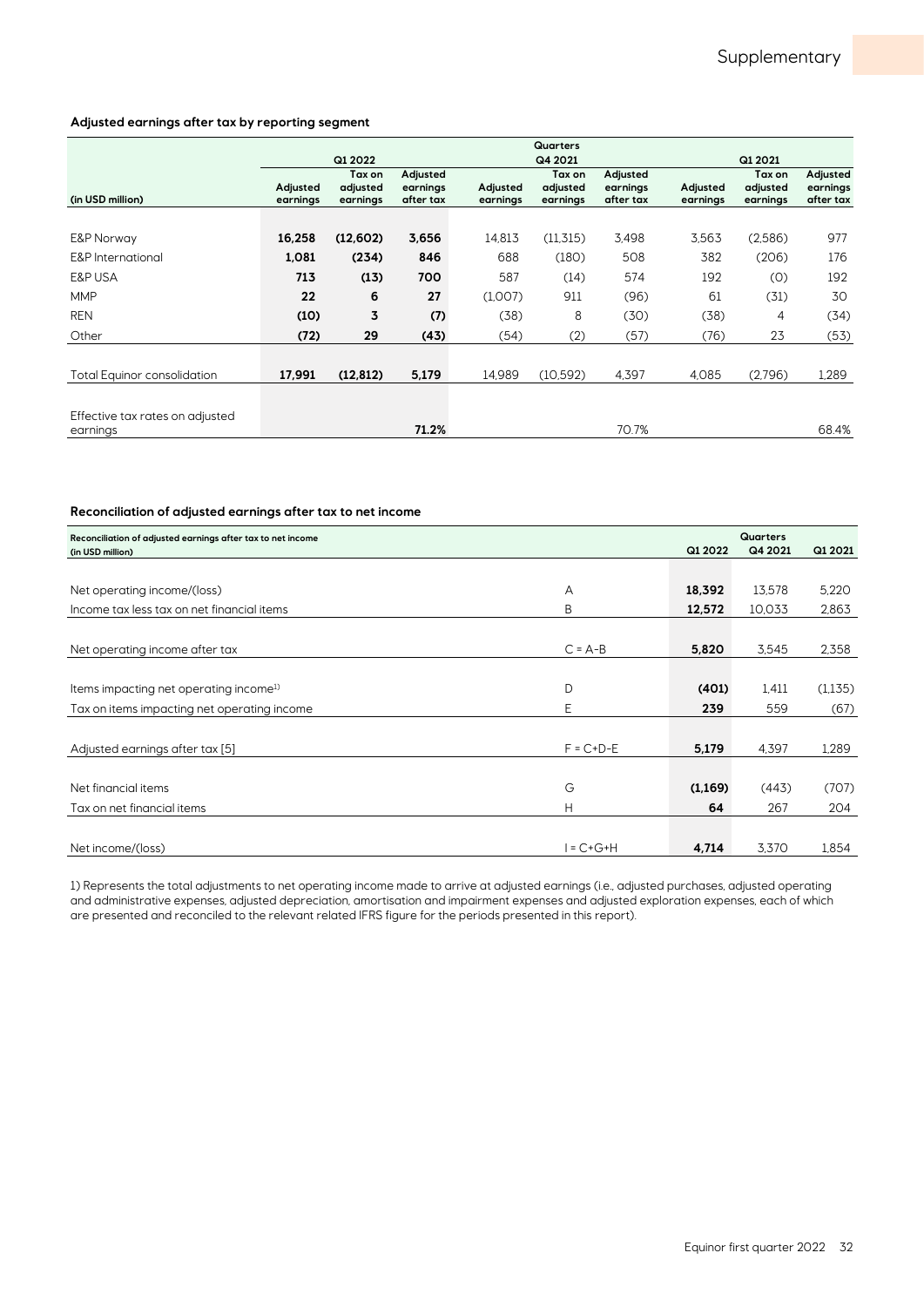### Adjusted earnings after tax by reporting segment

| (in USD million) | Q1 2022 | | | Quarters Q4 2021 | | | Q1 2021 | | |
|---|---|---|---|---|---|---|---|---|---|
| | Adjusted earnings | Tax on adjusted earnings | Adjusted earnings after tax | Adjusted earnings | Tax on adjusted earnings | Adjusted earnings after tax | Adjusted earnings | Tax on adjusted earnings | Adjusted earnings after tax |
| E&P Norway | **16,258** | **(12,602)** | **3,656** | 14,813 | (11,315) | 3,498 | 3,563 | (2,586) | 977 |
| E&P International | **1,081** | **(234)** | **846** | 688 | (180) | 508 | 382 | (206) | 176 |
| E&P USA | **713** | **(13)** | **700** | 587 | (14) | 574 | 192 | (0) | 192 |
| MMP | **22** | **6** | **27** | (1,007) | 911 | (96) | 61 | (31) | 30 |
| REN | **(10)** | **3** | **(7)** | (38) | 8 | (30) | (38) | 4 | (34) |
| Other | **(72)** | **29** | **(43)** | (54) | (2) | (57) | (76) | 23 | (53) |
| Total Equinor consolidation | **17,991** | **(12,812)** | **5,179** | 14,989 | (10,592) | 4,397 | 4,085 | (2,796) | 1,289 |
| Effective tax rates on adjusted earnings | | | **71.2%** | | | 70.7% | | | 68.4% |

### Reconciliation of adjusted earnings after tax to net income

| Reconciliation of adjusted earnings after tax to net income (in USD million) | | Quarters Q1 2022 | Q4 2021 | Q1 2021 |
|---|---|---|---|---|
| Net operating income/(loss) | A | **18,392** | 13,578 | 5,220 |
| Income tax less tax on net financial items | B | **12,572** | 10,033 | 2,863 |
| Net operating income after tax | C = A-B | **5,820** | 3,545 | 2,358 |
| Items impacting net operating income[1)] | D | **(401)** | 1,411 | (1,135) |
| Tax on items impacting net operating income | E | **239** | 559 | (67) |
| Adjusted earnings after tax [5] | F = C+D-E | **5,179** | 4,397 | 1,289 |
| Net financial items | G | **(1,169)** | (443) | (707) |
| Tax on net financial items | H | **64** | 267 | 204 |
| Net income/(loss) | I = C+G+H | **4,714** | 3,370 | 1,854 |

1) Represents the total adjustments to net operating income made to arrive at adjusted earnings (i.e., adjusted purchases, adjusted operating and administrative expenses, adjusted depreciation, amortisation and impairment expenses and adjusted exploration expenses, each of which are presented and reconciled to the relevant related IFRS figure for the periods presented in this report).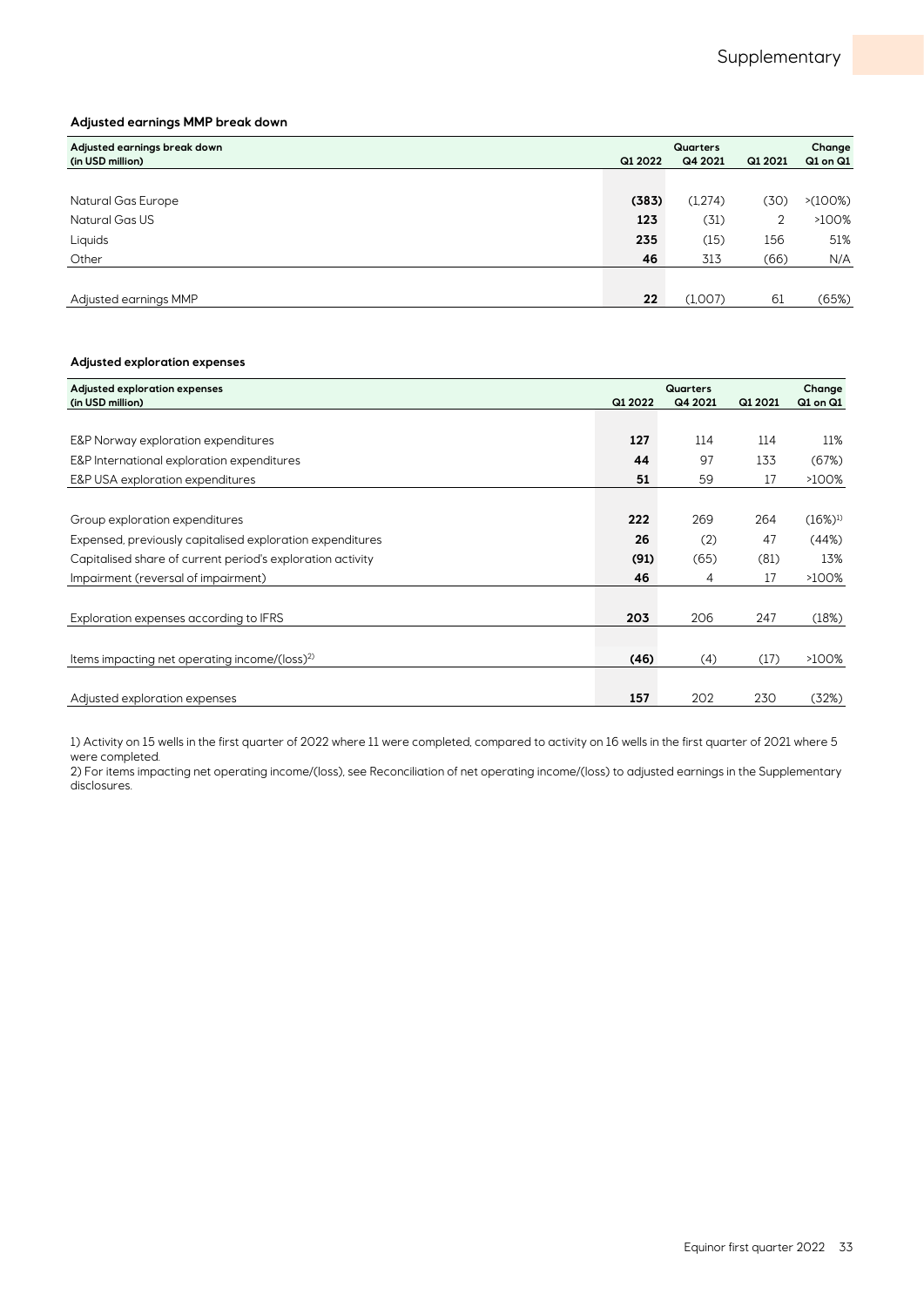### Adjusted earnings MMP break down

| Adjusted earnings break down (in USD million) | Q1 2022 | Quarters Q4 2021 | Q1 2021 | Change Q1 on Q1 |
|---|---|---|---|---|
| Natural Gas Europe | **(383)** | (1,274) | (30) | >(100%) |
| Natural Gas US | **123** | (31) | 2 | >100% |
| Liquids | **235** | (15) | 156 | 51% |
| Other | **46** | 313 | (66) | N/A |
| Adjusted earnings MMP | **22** | (1,007) | 61 | (65%) |

### Adjusted exploration expenses

| Adjusted exploration expenses (in USD million) | Q1 2022 | Quarters Q4 2021 | Q1 2021 | Change Q1 on Q1 |
|---|---|---|---|---|
| E&P Norway exploration expenditures | **127** | 114 | 114 | 11% |
| E&P International exploration expenditures | **44** | 97 | 133 | (67%) |
| E&P USA exploration expenditures | **51** | 59 | 17 | >100% |
| Group exploration expenditures | **222** | 269 | 264 | (16%)[1] |
| Expensed, previously capitalised exploration expenditures | **26** | (2) | 47 | (44%) |
| Capitalised share of current period's exploration activity | **(91)** | (65) | (81) | 13% |
| Impairment (reversal of impairment) | **46** | 4 | 17 | >100% |
| Exploration expenses according to IFRS | **203** | 206 | 247 | (18%) |
| Items impacting net operating income/(loss)[2] | **(46)** | (4) | (17) | >100% |
| Adjusted exploration expenses | **157** | 202 | 230 | (32%) |

1) Activity on 15 wells in the first quarter of 2022 where 11 were completed, compared to activity on 16 wells in the first quarter of 2021 where 5 were completed.

2) For items impacting net operating income/(loss), see Reconciliation of net operating income/(loss) to adjusted earnings in the Supplementary disclosures.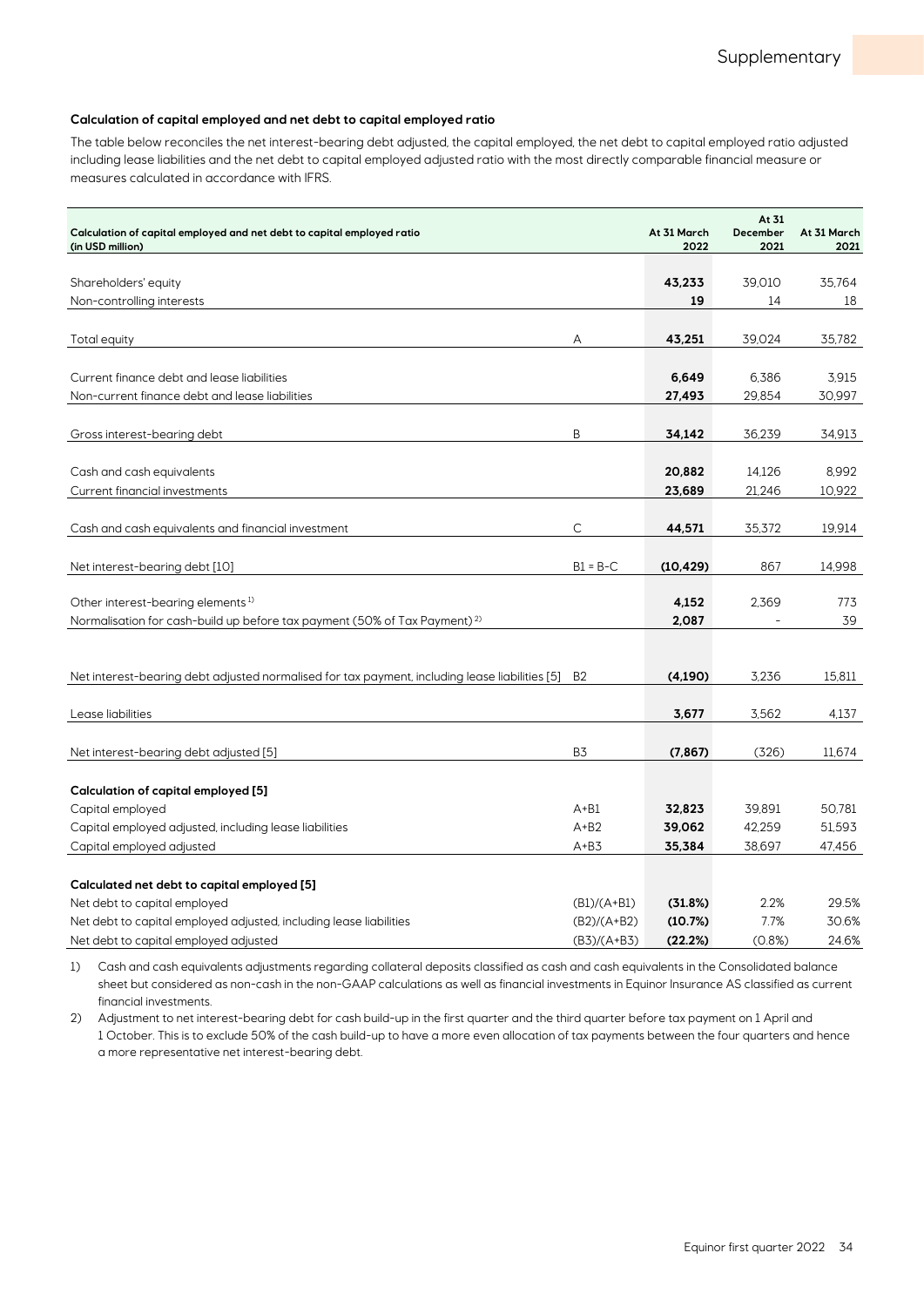#### Calculation of capital employed and net debt to capital employed ratio

The table below reconciles the net interest-bearing debt adjusted, the capital employed, the net debt to capital employed ratio adjusted including lease liabilities and the net debt to capital employed adjusted ratio with the most directly comparable financial measure or measures calculated in accordance with IFRS.

| Calculation of capital employed and net debt to capital employed ratio (in USD million) | | At 31 March 2022 | At 31 December 2021 | At 31 March 2021 |
|---|---|---|---|---|
| Shareholders' equity | | **43,233** | 39,010 | 35,764 |
| Non-controlling interests | | **19** | 14 | 18 |
| Total equity | A | **43,251** | 39,024 | 35,782 |
| Current finance debt and lease liabilities | | **6,649** | 6,386 | 3,915 |
| Non-current finance debt and lease liabilities | | **27,493** | 29,854 | 30,997 |
| Gross interest-bearing debt | B | **34,142** | 36,239 | 34,913 |
| Cash and cash equivalents | | **20,882** | 14,126 | 8,992 |
| Current financial investments | | **23,689** | 21,246 | 10,922 |
| Cash and cash equivalents and financial investment | C | **44,571** | 35,372 | 19,914 |
| Net interest-bearing debt [10] | B1 = B-C | **(10,429)** | 867 | 14,998 |
| Other interest-bearing elements [1] | | **4,152** | 2,369 | 773 |
| Normalisation for cash-build up before tax payment (50% of Tax Payment) [2] | | **2,087** | - | 39 |
| Net interest-bearing debt adjusted normalised for tax payment, including lease liabilities [5] | B2 | **(4,190)** | 3,236 | 15,811 |
| Lease liabilities | | **3,677** | 3,562 | 4,137 |
| Net interest-bearing debt adjusted [5] | B3 | **(7,867)** | (326) | 11,674 |
| **Calculation of capital employed [5]** | | | | |
| Capital employed | A+B1 | **32,823** | 39,891 | 50,781 |
| Capital employed adjusted, including lease liabilities | A+B2 | **39,062** | 42,259 | 51,593 |
| Capital employed adjusted | A+B3 | **35,384** | 38,697 | 47,456 |
| **Calculated net debt to capital employed [5]** | | | | |
| Net debt to capital employed | (B1)/(A+B1) | **(31.8%)** | 2.2% | 29.5% |
| Net debt to capital employed adjusted, including lease liabilities | (B2)/(A+B2) | **(10.7%)** | 7.7% | 30.6% |
| Net debt to capital employed adjusted | (B3)/(A+B3) | **(22.2%)** | (0.8%) | 24.6% |

1) Cash and cash equivalents adjustments regarding collateral deposits classified as cash and cash equivalents in the Consolidated balance sheet but considered as non-cash in the non-GAAP calculations as well as financial investments in Equinor Insurance AS classified as current financial investments.

2) Adjustment to net interest-bearing debt for cash build-up in the first quarter and the third quarter before tax payment on 1 April and 1 October. This is to exclude 50% of the cash build-up to have a more even allocation of tax payments between the four quarters and hence a more representative net interest-bearing debt.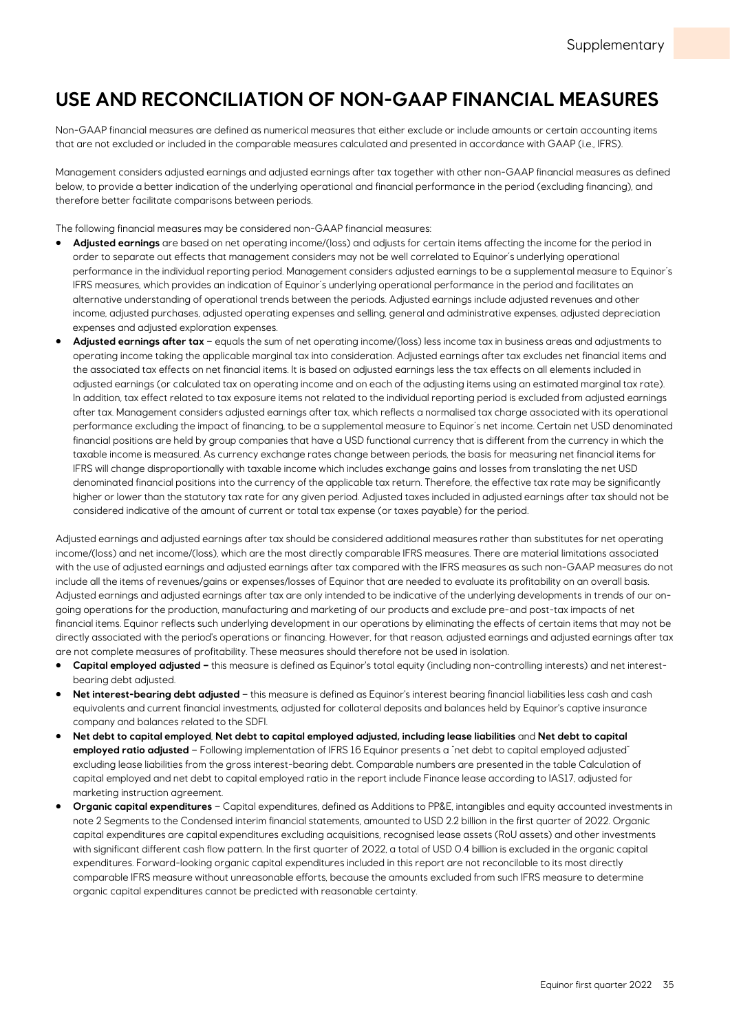# USE AND RECONCILIATION OF NON-GAAP FINANCIAL MEASURES

Non-GAAP financial measures are defined as numerical measures that either exclude or include amounts or certain accounting items that are not excluded or included in the comparable measures calculated and presented in accordance with GAAP (i.e., IFRS).

Management considers adjusted earnings and adjusted earnings after tax together with other non-GAAP financial measures as defined below, to provide a better indication of the underlying operational and financial performance in the period (excluding financing), and therefore better facilitate comparisons between periods.

The following financial measures may be considered non-GAAP financial measures:

- **Adjusted earnings** are based on net operating income/(loss) and adjusts for certain items affecting the income for the period in order to separate out effects that management considers may not be well correlated to Equinor's underlying operational performance in the individual reporting period. Management considers adjusted earnings to be a supplemental measure to Equinor's IFRS measures, which provides an indication of Equinor's underlying operational performance in the period and facilitates an alternative understanding of operational trends between the periods. Adjusted earnings include adjusted revenues and other income, adjusted purchases, adjusted operating expenses and selling, general and administrative expenses, adjusted depreciation expenses and adjusted exploration expenses.
- **Adjusted earnings after tax** – equals the sum of net operating income/(loss) less income tax in business areas and adjustments to operating income taking the applicable marginal tax into consideration. Adjusted earnings after tax excludes net financial items and the associated tax effects on net financial items. It is based on adjusted earnings less the tax effects on all elements included in adjusted earnings (or calculated tax on operating income and on each of the adjusting items using an estimated marginal tax rate). In addition, tax effect related to tax exposure items not related to the individual reporting period is excluded from adjusted earnings after tax. Management considers adjusted earnings after tax, which reflects a normalised tax charge associated with its operational performance excluding the impact of financing, to be a supplemental measure to Equinor's net income. Certain net USD denominated financial positions are held by group companies that have a USD functional currency that is different from the currency in which the taxable income is measured. As currency exchange rates change between periods, the basis for measuring net financial items for IFRS will change disproportionally with taxable income which includes exchange gains and losses from translating the net USD denominated financial positions into the currency of the applicable tax return. Therefore, the effective tax rate may be significantly higher or lower than the statutory tax rate for any given period. Adjusted taxes included in adjusted earnings after tax should not be considered indicative of the amount of current or total tax expense (or taxes payable) for the period.

Adjusted earnings and adjusted earnings after tax should be considered additional measures rather than substitutes for net operating income/(loss) and net income/(loss), which are the most directly comparable IFRS measures. There are material limitations associated with the use of adjusted earnings and adjusted earnings after tax compared with the IFRS measures as such non-GAAP measures do not include all the items of revenues/gains or expenses/losses of Equinor that are needed to evaluate its profitability on an overall basis. Adjusted earnings and adjusted earnings after tax are only intended to be indicative of the underlying developments in trends of our on-going operations for the production, manufacturing and marketing of our products and exclude pre-and post-tax impacts of net financial items. Equinor reflects such underlying development in our operations by eliminating the effects of certain items that may not be directly associated with the period's operations or financing. However, for that reason, adjusted earnings and adjusted earnings after tax are not complete measures of profitability. These measures should therefore not be used in isolation.

- **Capital employed adjusted –** this measure is defined as Equinor's total equity (including non-controlling interests) and net interest-bearing debt adjusted.
- **Net interest-bearing debt adjusted** – this measure is defined as Equinor's interest bearing financial liabilities less cash and cash equivalents and current financial investments, adjusted for collateral deposits and balances held by Equinor's captive insurance company and balances related to the SDFI.
- **Net debt to capital employed**, **Net debt to capital employed adjusted, including lease liabilities** and **Net debt to capital employed ratio adjusted** – Following implementation of IFRS 16 Equinor presents a "net debt to capital employed adjusted" excluding lease liabilities from the gross interest-bearing debt. Comparable numbers are presented in the table Calculation of capital employed and net debt to capital employed ratio in the report include Finance lease according to IAS17, adjusted for marketing instruction agreement.
- **Organic capital expenditures** – Capital expenditures, defined as Additions to PP&E, intangibles and equity accounted investments in note 2 Segments to the Condensed interim financial statements, amounted to USD 2.2 billion in the first quarter of 2022. Organic capital expenditures are capital expenditures excluding acquisitions, recognised lease assets (RoU assets) and other investments with significant different cash flow pattern. In the first quarter of 2022, a total of USD 0.4 billion is excluded in the organic capital expenditures. Forward-looking organic capital expenditures included in this report are not reconcilable to its most directly comparable IFRS measure without unreasonable efforts, because the amounts excluded from such IFRS measure to determine organic capital expenditures cannot be predicted with reasonable certainty.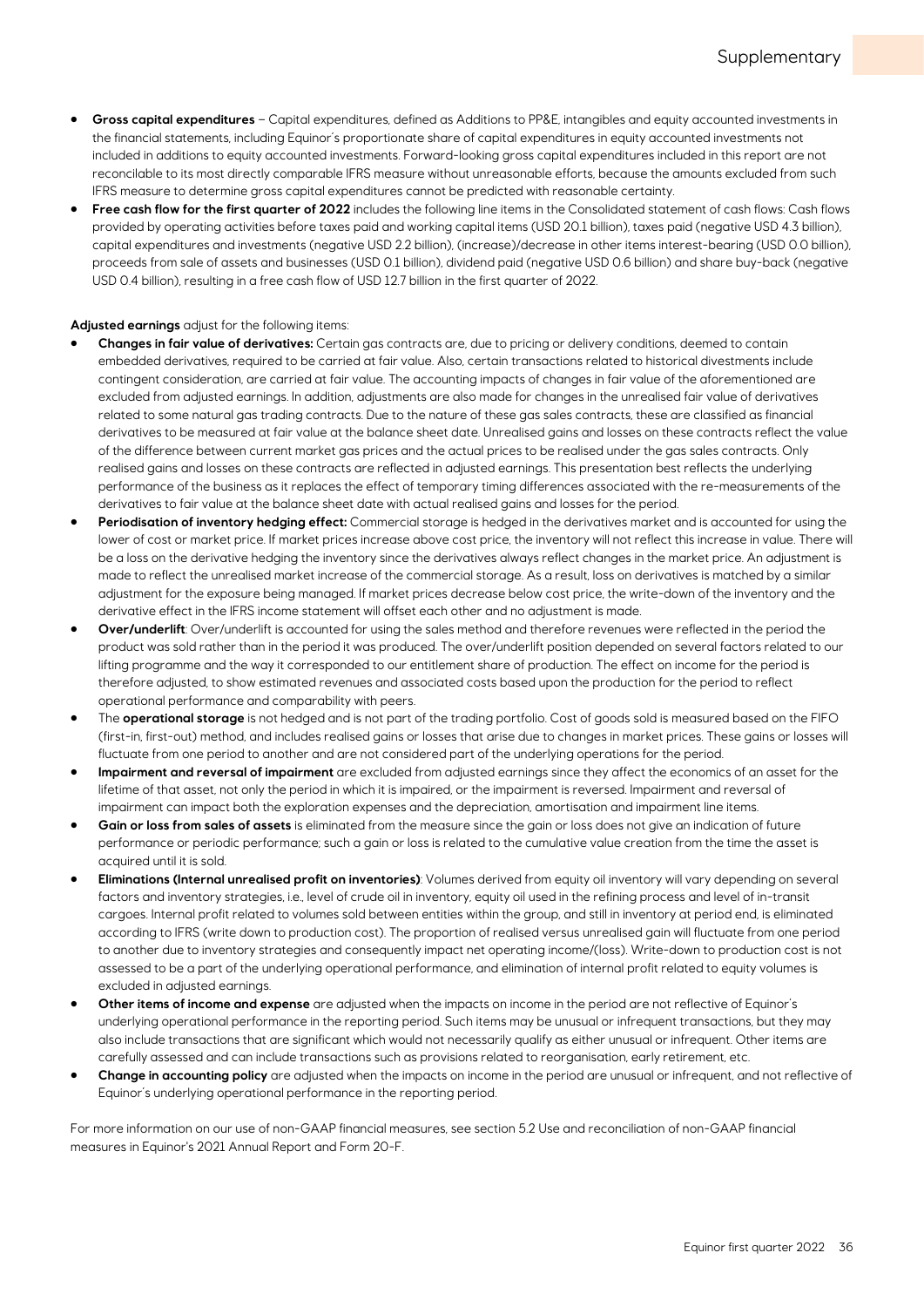- **Gross capital expenditures** – Capital expenditures, defined as Additions to PP&E, intangibles and equity accounted investments in the financial statements, including Equinor's proportionate share of capital expenditures in equity accounted investments not included in additions to equity accounted investments. Forward-looking gross capital expenditures included in this report are not reconcilable to its most directly comparable IFRS measure without unreasonable efforts, because the amounts excluded from such IFRS measure to determine gross capital expenditures cannot be predicted with reasonable certainty.
- **Free cash flow for the first quarter of 2022** includes the following line items in the Consolidated statement of cash flows: Cash flows provided by operating activities before taxes paid and working capital items (USD 20.1 billion), taxes paid (negative USD 4.3 billion), capital expenditures and investments (negative USD 2.2 billion), (increase)/decrease in other items interest-bearing (USD 0.0 billion), proceeds from sale of assets and businesses (USD 0.1 billion), dividend paid (negative USD 0.6 billion) and share buy-back (negative USD 0.4 billion), resulting in a free cash flow of USD 12.7 billion in the first quarter of 2022.

**Adjusted earnings** adjust for the following items:

- **Changes in fair value of derivatives:** Certain gas contracts are, due to pricing or delivery conditions, deemed to contain embedded derivatives, required to be carried at fair value. Also, certain transactions related to historical divestments include contingent consideration, are carried at fair value. The accounting impacts of changes in fair value of the aforementioned are excluded from adjusted earnings. In addition, adjustments are also made for changes in the unrealised fair value of derivatives related to some natural gas trading contracts. Due to the nature of these gas sales contracts, these are classified as financial derivatives to be measured at fair value at the balance sheet date. Unrealised gains and losses on these contracts reflect the value of the difference between current market gas prices and the actual prices to be realised under the gas sales contracts. Only realised gains and losses on these contracts are reflected in adjusted earnings. This presentation best reflects the underlying performance of the business as it replaces the effect of temporary timing differences associated with the re-measurements of the derivatives to fair value at the balance sheet date with actual realised gains and losses for the period.
- **Periodisation of inventory hedging effect:** Commercial storage is hedged in the derivatives market and is accounted for using the lower of cost or market price. If market prices increase above cost price, the inventory will not reflect this increase in value. There will be a loss on the derivative hedging the inventory since the derivatives always reflect changes in the market price. An adjustment is made to reflect the unrealised market increase of the commercial storage. As a result, loss on derivatives is matched by a similar adjustment for the exposure being managed. If market prices decrease below cost price, the write-down of the inventory and the derivative effect in the IFRS income statement will offset each other and no adjustment is made.
- **Over/underlift**: Over/underlift is accounted for using the sales method and therefore revenues were reflected in the period the product was sold rather than in the period it was produced. The over/underlift position depended on several factors related to our lifting programme and the way it corresponded to our entitlement share of production. The effect on income for the period is therefore adjusted, to show estimated revenues and associated costs based upon the production for the period to reflect operational performance and comparability with peers.
- The **operational storage** is not hedged and is not part of the trading portfolio. Cost of goods sold is measured based on the FIFO (first-in, first-out) method, and includes realised gains or losses that arise due to changes in market prices. These gains or losses will fluctuate from one period to another and are not considered part of the underlying operations for the period.
- **Impairment and reversal of impairment** are excluded from adjusted earnings since they affect the economics of an asset for the lifetime of that asset, not only the period in which it is impaired, or the impairment is reversed. Impairment and reversal of impairment can impact both the exploration expenses and the depreciation, amortisation and impairment line items.
- **Gain or loss from sales of assets** is eliminated from the measure since the gain or loss does not give an indication of future performance or periodic performance; such a gain or loss is related to the cumulative value creation from the time the asset is acquired until it is sold.
- **Eliminations (Internal unrealised profit on inventories)**: Volumes derived from equity oil inventory will vary depending on several factors and inventory strategies, i.e., level of crude oil in inventory, equity oil used in the refining process and level of in-transit cargoes. Internal profit related to volumes sold between entities within the group, and still in inventory at period end, is eliminated according to IFRS (write down to production cost). The proportion of realised versus unrealised gain will fluctuate from one period to another due to inventory strategies and consequently impact net operating income/(loss). Write-down to production cost is not assessed to be a part of the underlying operational performance, and elimination of internal profit related to equity volumes is excluded in adjusted earnings.
- **Other items of income and expense** are adjusted when the impacts on income in the period are not reflective of Equinor's underlying operational performance in the reporting period. Such items may be unusual or infrequent transactions, but they may also include transactions that are significant which would not necessarily qualify as either unusual or infrequent. Other items are carefully assessed and can include transactions such as provisions related to reorganisation, early retirement, etc.
- **Change in accounting policy** are adjusted when the impacts on income in the period are unusual or infrequent, and not reflective of Equinor's underlying operational performance in the reporting period.

For more information on our use of non-GAAP financial measures, see section 5.2 Use and reconciliation of non-GAAP financial measures in Equinor's 2021 Annual Report and Form 20-F.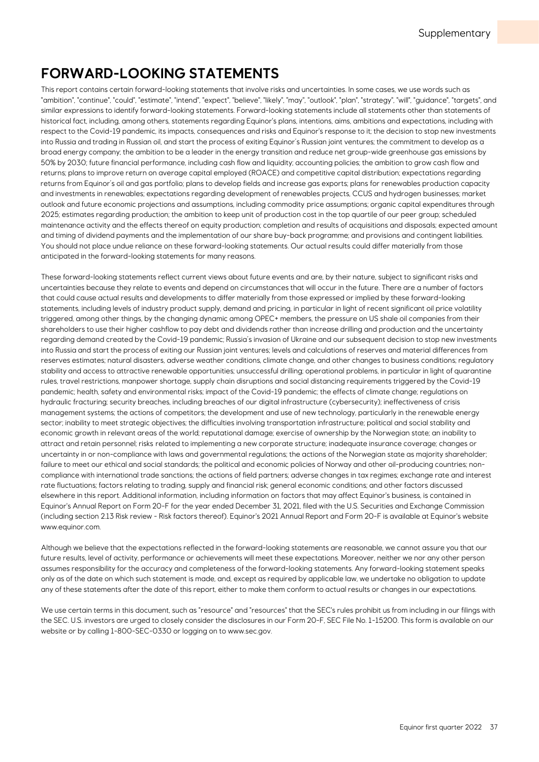# FORWARD-LOOKING STATEMENTS

This report contains certain forward-looking statements that involve risks and uncertainties. In some cases, we use words such as "ambition", "continue", "could", "estimate", "intend", "expect", "believe", "likely", "may", "outlook", "plan", "strategy", "will", "guidance", "targets", and similar expressions to identify forward-looking statements. Forward-looking statements include all statements other than statements of historical fact, including, among others, statements regarding Equinor's plans, intentions, aims, ambitions and expectations, including with respect to the Covid-19 pandemic, its impacts, consequences and risks and Equinor's response to it; the decision to stop new investments into Russia and trading in Russian oil, and start the process of exiting Equinor´s Russian joint ventures; the commitment to develop as a broad energy company; the ambition to be a leader in the energy transition and reduce net group-wide greenhouse gas emissions by 50% by 2030; future financial performance, including cash flow and liquidity; accounting policies; the ambition to grow cash flow and returns; plans to improve return on average capital employed (ROACE) and competitive capital distribution; expectations regarding returns from Equinor´s oil and gas portfolio; plans to develop fields and increase gas exports; plans for renewables production capacity and investments in renewables; expectations regarding development of renewables projects, CCUS and hydrogen businesses; market outlook and future economic projections and assumptions, including commodity price assumptions; organic capital expenditures through 2025; estimates regarding production; the ambition to keep unit of production cost in the top quartile of our peer group; scheduled maintenance activity and the effects thereof on equity production; completion and results of acquisitions and disposals; expected amount and timing of dividend payments and the implementation of our share buy-back programme; and provisions and contingent liabilities. You should not place undue reliance on these forward-looking statements. Our actual results could differ materially from those anticipated in the forward-looking statements for many reasons.

These forward-looking statements reflect current views about future events and are, by their nature, subject to significant risks and uncertainties because they relate to events and depend on circumstances that will occur in the future. There are a number of factors that could cause actual results and developments to differ materially from those expressed or implied by these forward-looking statements, including levels of industry product supply, demand and pricing, in particular in light of recent significant oil price volatility triggered, among other things, by the changing dynamic among OPEC+ members, the pressure on US shale oil companies from their shareholders to use their higher cashflow to pay debt and dividends rather than increase drilling and production and the uncertainty regarding demand created by the Covid-19 pandemic; Russia's invasion of Ukraine and our subsequent decision to stop new investments into Russia and start the process of exiting our Russian joint ventures; levels and calculations of reserves and material differences from reserves estimates; natural disasters, adverse weather conditions, climate change, and other changes to business conditions; regulatory stability and access to attractive renewable opportunities; unsuccessful drilling; operational problems, in particular in light of quarantine rules, travel restrictions, manpower shortage, supply chain disruptions and social distancing requirements triggered by the Covid-19 pandemic; health, safety and environmental risks; impact of the Covid-19 pandemic; the effects of climate change; regulations on hydraulic fracturing; security breaches, including breaches of our digital infrastructure (cybersecurity); ineffectiveness of crisis management systems; the actions of competitors; the development and use of new technology, particularly in the renewable energy sector; inability to meet strategic objectives; the difficulties involving transportation infrastructure; political and social stability and economic growth in relevant areas of the world; reputational damage; exercise of ownership by the Norwegian state; an inability to attract and retain personnel; risks related to implementing a new corporate structure; inadequate insurance coverage; changes or uncertainty in or non-compliance with laws and governmental regulations; the actions of the Norwegian state as majority shareholder; failure to meet our ethical and social standards; the political and economic policies of Norway and other oil-producing countries; non-compliance with international trade sanctions; the actions of field partners; adverse changes in tax regimes; exchange rate and interest rate fluctuations; factors relating to trading, supply and financial risk; general economic conditions; and other factors discussed elsewhere in this report. Additional information, including information on factors that may affect Equinor's business, is contained in Equinor's Annual Report on Form 20-F for the year ended December 31, 2021, filed with the U.S. Securities and Exchange Commission (including section 2.13 Risk review - Risk factors thereof). Equinor's 2021 Annual Report and Form 20-F is available at Equinor's website www.equinor.com.

Although we believe that the expectations reflected in the forward-looking statements are reasonable, we cannot assure you that our future results, level of activity, performance or achievements will meet these expectations. Moreover, neither we nor any other person assumes responsibility for the accuracy and completeness of the forward-looking statements. Any forward-looking statement speaks only as of the date on which such statement is made, and, except as required by applicable law, we undertake no obligation to update any of these statements after the date of this report, either to make them conform to actual results or changes in our expectations.

We use certain terms in this document, such as "resource" and "resources" that the SEC's rules prohibit us from including in our filings with the SEC. U.S. investors are urged to closely consider the disclosures in our Form 20-F, SEC File No. 1-15200. This form is available on our website or by calling 1-800-SEC-0330 or logging on to www.sec.gov.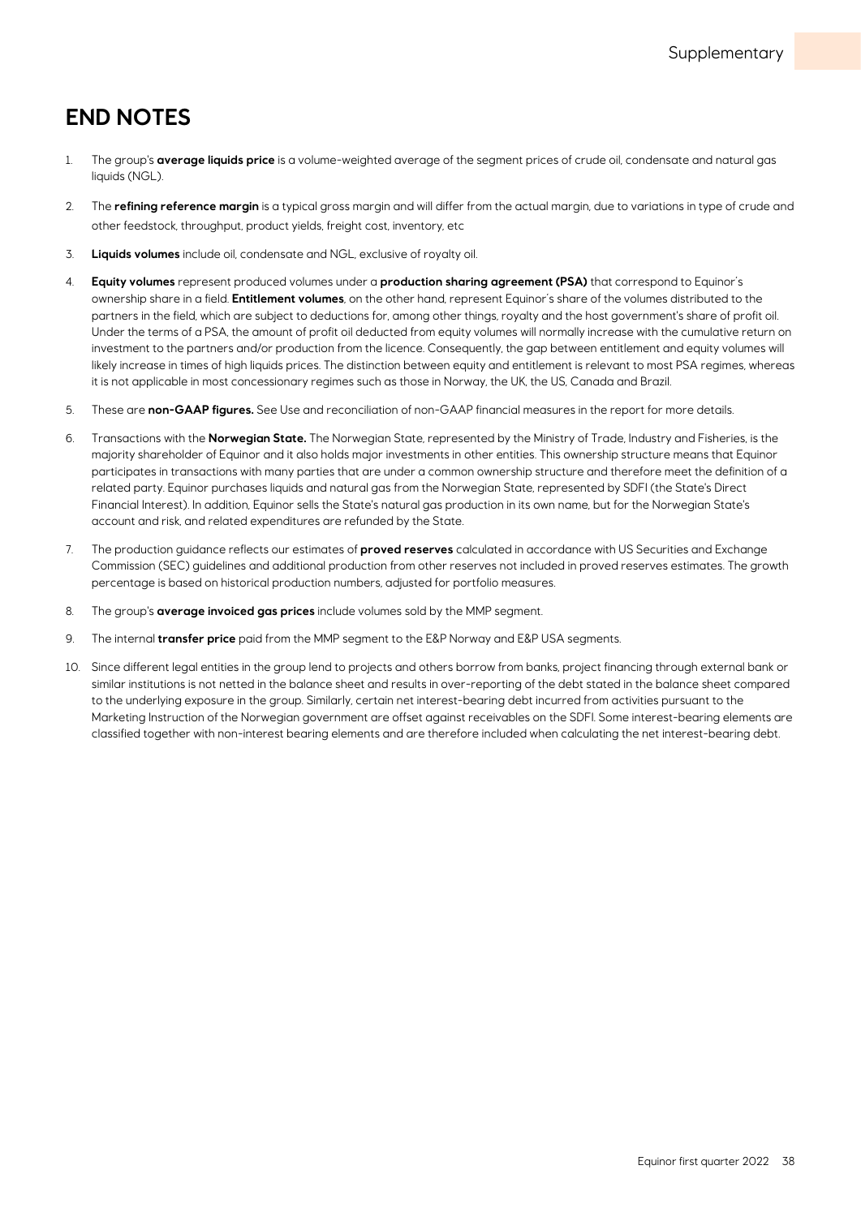# END NOTES

1. The group's **average liquids price** is a volume-weighted average of the segment prices of crude oil, condensate and natural gas liquids (NGL).
2. The **refining reference margin** is a typical gross margin and will differ from the actual margin, due to variations in type of crude and other feedstock, throughput, product yields, freight cost, inventory, etc
3. **Liquids volumes** include oil, condensate and NGL, exclusive of royalty oil.
4. **Equity volumes** represent produced volumes under a **production sharing agreement (PSA)** that correspond to Equinor's ownership share in a field. **Entitlement volumes**, on the other hand, represent Equinor's share of the volumes distributed to the partners in the field, which are subject to deductions for, among other things, royalty and the host government's share of profit oil. Under the terms of a PSA, the amount of profit oil deducted from equity volumes will normally increase with the cumulative return on investment to the partners and/or production from the licence. Consequently, the gap between entitlement and equity volumes will likely increase in times of high liquids prices. The distinction between equity and entitlement is relevant to most PSA regimes, whereas it is not applicable in most concessionary regimes such as those in Norway, the UK, the US, Canada and Brazil.
5. These are **non-GAAP figures.** See Use and reconciliation of non-GAAP financial measures in the report for more details.
6. Transactions with the **Norwegian State.** The Norwegian State, represented by the Ministry of Trade, Industry and Fisheries, is the majority shareholder of Equinor and it also holds major investments in other entities. This ownership structure means that Equinor participates in transactions with many parties that are under a common ownership structure and therefore meet the definition of a related party. Equinor purchases liquids and natural gas from the Norwegian State, represented by SDFI (the State's Direct Financial Interest). In addition, Equinor sells the State's natural gas production in its own name, but for the Norwegian State's account and risk, and related expenditures are refunded by the State.
7. The production guidance reflects our estimates of **proved reserves** calculated in accordance with US Securities and Exchange Commission (SEC) guidelines and additional production from other reserves not included in proved reserves estimates. The growth percentage is based on historical production numbers, adjusted for portfolio measures.
8. The group's **average invoiced gas prices** include volumes sold by the MMP segment.
9. The internal **transfer price** paid from the MMP segment to the E&P Norway and E&P USA segments.
10. Since different legal entities in the group lend to projects and others borrow from banks, project financing through external bank or similar institutions is not netted in the balance sheet and results in over-reporting of the debt stated in the balance sheet compared to the underlying exposure in the group. Similarly, certain net interest-bearing debt incurred from activities pursuant to the Marketing Instruction of the Norwegian government are offset against receivables on the SDFI. Some interest-bearing elements are classified together with non-interest bearing elements and are therefore included when calculating the net interest-bearing debt.